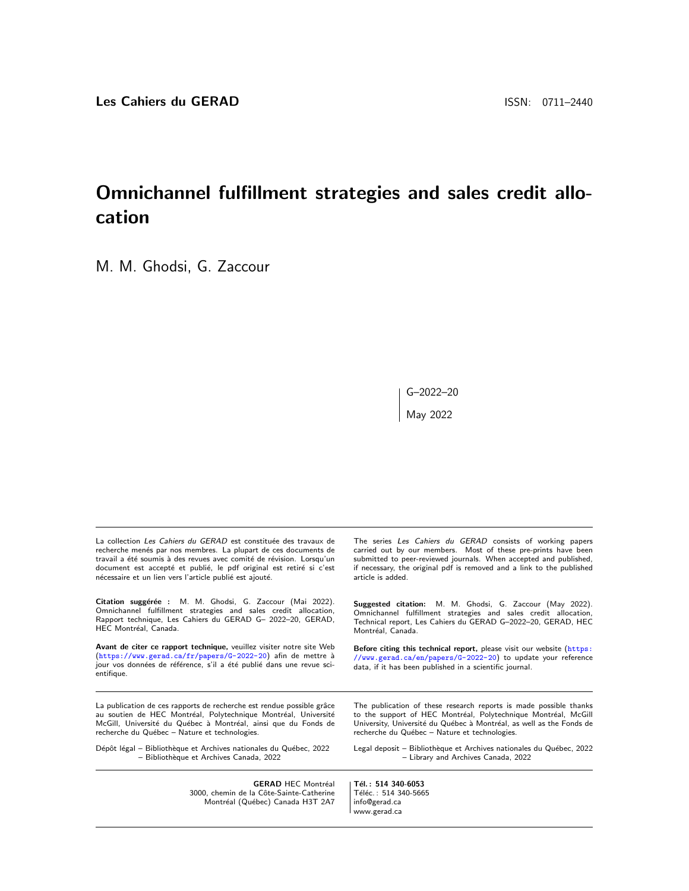**Les Cahiers du GERAD** ISSN: 0711–2440

# Omnichannel fulfillment strategies and sales credit allocation

M. M. Ghodsi, G. Zaccour

G–2022–20

May 2022

La collection *Les Cahiers du GERAD* est constituée des travaux de recherche menés par nos membres. La plupart de ces documents de travail a été soumis à des revues avec comité de révision. Lorsqu'un document est accepté et publié, le pdf original est retiré si c'est nécessaire et un lien vers l'article publié est ajouté.

The series *Les Cahiers du GERAD* consists of working papers carried out by our members. Most of these pre-prints have been submitted to peer-reviewed journals. When accepted and published, if necessary, the original pdf is removed and a link to the published article is added.

**Citation suggérée :** M. M. Ghodsi, G. Zaccour (Mai 2022). Omnichannel fulfillment strategies and sales credit allocation, Rapport technique, Les Cahiers du GERAD G– 2022–20, GERAD, HEC Montréal, Canada.

**Suggested citation:** M. M. Ghodsi, G. Zaccour (May 2022). Omnichannel fulfillment strategies and sales credit allocation, Technical report, Les Cahiers du GERAD G–2022–20, GERAD, HEC Montréal, Canada.

**Avant de citer ce rapport technique,** veuillez visiter notre site Web (https://www.gerad.ca/fr/papers/G-2022-20) afin de mettre à jour vos données de référence, s'il a été publié dans une revue scientifique.

**Before citing this technical report,** please visit our website (https://www.gerad.ca/en/papers/G-2022-20) to update your reference data, if it has been published in a scientific journal.

La publication de ces rapports de recherche est rendue possible grâce au soutien de HEC Montréal, Polytechnique Montréal, Université McGill, Université du Québec à Montréal, ainsi que du Fonds de recherche du Québec – Nature et technologies.

The publication of these research reports is made possible thanks to the support of HEC Montréal, Polytechnique Montréal, McGill University, Université du Québec à Montréal, as well as the Fonds de recherche du Québec – Nature et technologies.

Dépôt légal – Bibliothèque et Archives nationales du Québec, 2022
– Bibliothèque et Archives Canada, 2022

Legal deposit – Bibliothèque et Archives nationales du Québec, 2022
– Library and Archives Canada, 2022

**GERAD** HEC Montréal
3000, chemin de la Côte-Sainte-Catherine
Montréal (Québec) Canada H3T 2A7

**Tél. : 514 340-6053**
Téléc. : 514 340-5665
info@gerad.ca
www.gerad.ca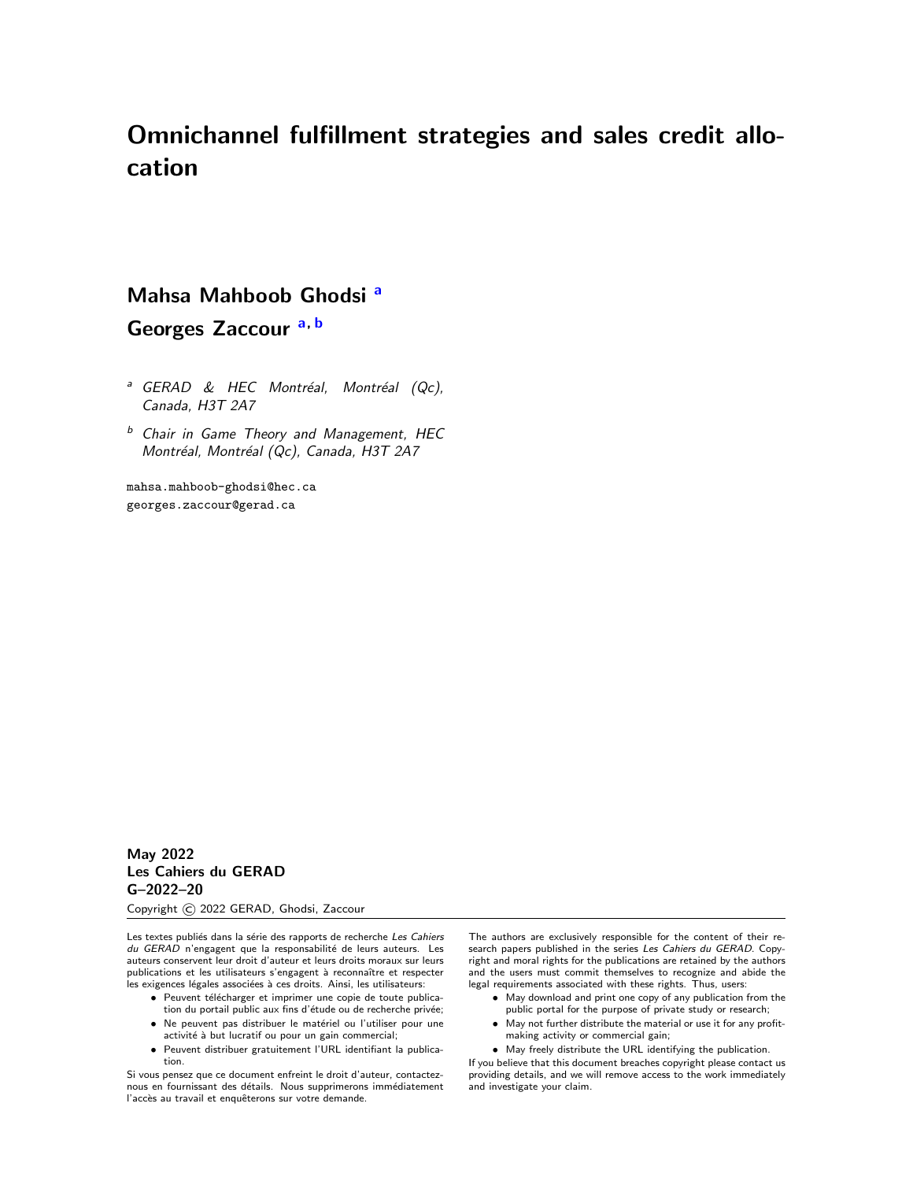# Omnichannel fulfillment strategies and sales credit allocation

**Mahsa Mahboob Ghodsi** [a]

**Georges Zaccour** [a, b]

[a] *GERAD & HEC Montréal, Montréal (Qc), Canada, H3T 2A7*

[b] *Chair in Game Theory and Management, HEC Montréal, Montréal (Qc), Canada, H3T 2A7*

mahsa.mahboob-ghodsi@hec.ca
georges.zaccour@gerad.ca

**May 2022**
**Les Cahiers du GERAD**
**G–2022–20**

Copyright © 2022 GERAD, Ghodsi, Zaccour

Les textes publiés dans la série des rapports de recherche *Les Cahiers du GERAD* n'engagent que la responsabilité de leurs auteurs. Les auteurs conservent leur droit d'auteur et leurs droits moraux sur leurs publications et les utilisateurs s'engagent à reconnaître et respecter les exigences légales associées à ces droits. Ainsi, les utilisateurs:

- Peuvent télécharger et imprimer une copie de toute publication du portail public aux fins d'étude ou de recherche privée;
- Ne peuvent pas distribuer le matériel ou l'utiliser pour une activité à but lucratif ou pour un gain commercial;
- Peuvent distribuer gratuitement l'URL identifiant la publication.

Si vous pensez que ce document enfreint le droit d'auteur, contactez-nous en fournissant des détails. Nous supprimerons immédiatement l'accès au travail et enquêterons sur votre demande.

The authors are exclusively responsible for the content of their research papers published in the series *Les Cahiers du GERAD*. Copyright and moral rights for the publications are retained by the authors and the users must commit themselves to recognize and abide the legal requirements associated with these rights. Thus, users:

- May download and print one copy of any publication from the public portal for the purpose of private study or research;
- May not further distribute the material or use it for any profit-making activity or commercial gain;
- May freely distribute the URL identifying the publication.

If you believe that this document breaches copyright please contact us providing details, and we will remove access to the work immediately and investigate your claim.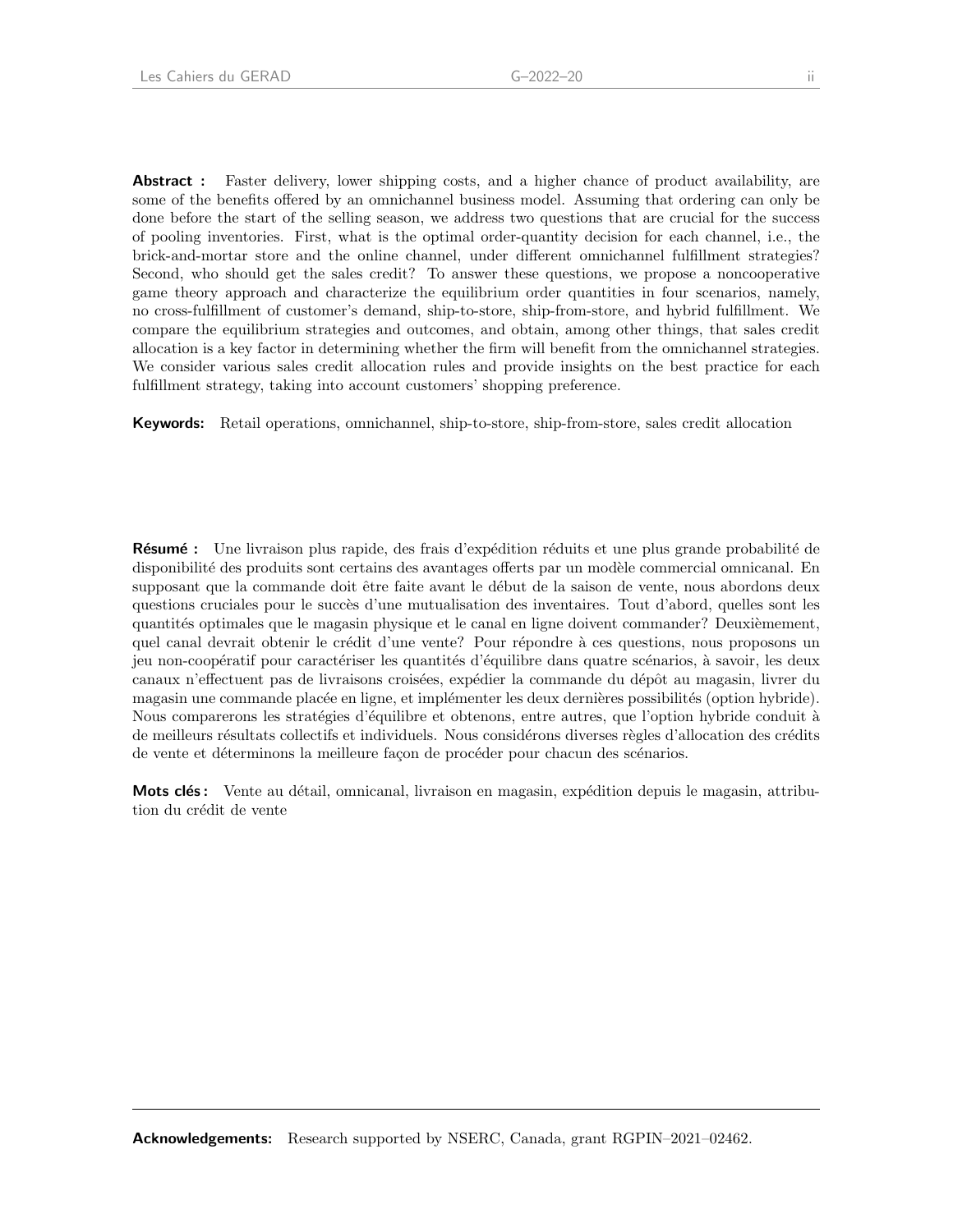**Abstract :** Faster delivery, lower shipping costs, and a higher chance of product availability, are some of the benefits offered by an omnichannel business model. Assuming that ordering can only be done before the start of the selling season, we address two questions that are crucial for the success of pooling inventories. First, what is the optimal order-quantity decision for each channel, i.e., the brick-and-mortar store and the online channel, under different omnichannel fulfillment strategies? Second, who should get the sales credit? To answer these questions, we propose a noncooperative game theory approach and characterize the equilibrium order quantities in four scenarios, namely, no cross-fulfillment of customer's demand, ship-to-store, ship-from-store, and hybrid fulfillment. We compare the equilibrium strategies and outcomes, and obtain, among other things, that sales credit allocation is a key factor in determining whether the firm will benefit from the omnichannel strategies. We consider various sales credit allocation rules and provide insights on the best practice for each fulfillment strategy, taking into account customers' shopping preference.

**Keywords:** Retail operations, omnichannel, ship-to-store, ship-from-store, sales credit allocation

**Résumé :** Une livraison plus rapide, des frais d'expédition réduits et une plus grande probabilité de disponibilité des produits sont certains des avantages offerts par un modèle commercial omnicanal. En supposant que la commande doit être faite avant le début de la saison de vente, nous abordons deux questions cruciales pour le succès d'une mutualisation des inventaires. Tout d'abord, quelles sont les quantités optimales que le magasin physique et le canal en ligne doivent commander? Deuxièmement, quel canal devrait obtenir le crédit d'une vente? Pour répondre à ces questions, nous proposons un jeu non-coopératif pour caractériser les quantités d'équilibre dans quatre scénarios, à savoir, les deux canaux n'effectuent pas de livraisons croisées, expédier la commande du dépôt au magasin, livrer du magasin une commande placée en ligne, et implémenter les deux dernières possibilités (option hybride). Nous comparerons les stratégies d'équilibre et obtenons, entre autres, que l'option hybride conduit à de meilleurs résultats collectifs et individuels. Nous considérons diverses règles d'allocation des crédits de vente et déterminons la meilleure façon de procéder pour chacun des scénarios.

**Mots clés :** Vente au détail, omnicanal, livraison en magasin, expédition depuis le magasin, attribution du crédit de vente

---

**Acknowledgements:** Research supported by NSERC, Canada, grant RGPIN–2021–02462.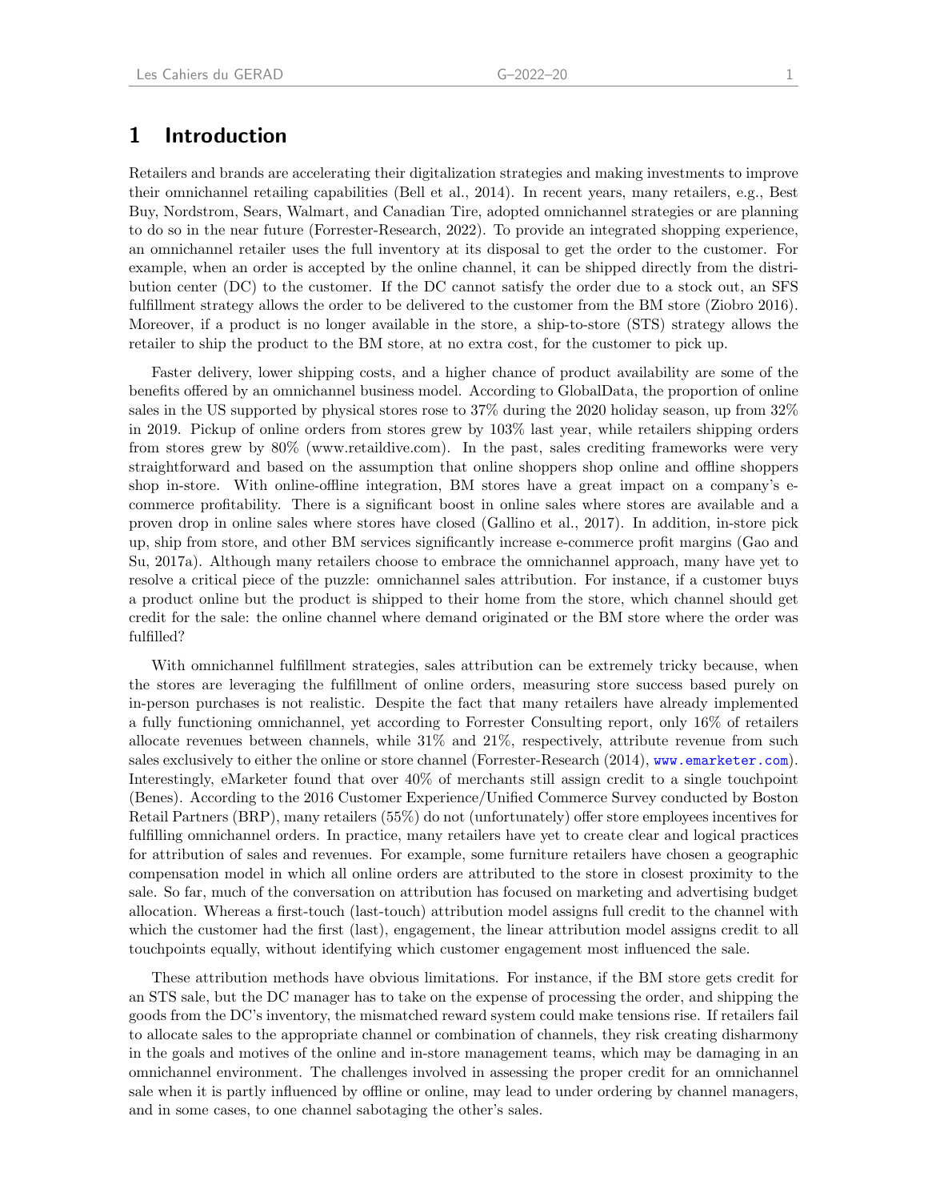# 1 Introduction

Retailers and brands are accelerating their digitalization strategies and making investments to improve their omnichannel retailing capabilities (Bell et al., 2014). In recent years, many retailers, e.g., Best Buy, Nordstrom, Sears, Walmart, and Canadian Tire, adopted omnichannel strategies or are planning to do so in the near future (Forrester-Research, 2022). To provide an integrated shopping experience, an omnichannel retailer uses the full inventory at its disposal to get the order to the customer. For example, when an order is accepted by the online channel, it can be shipped directly from the distribution center (DC) to the customer. If the DC cannot satisfy the order due to a stock out, an SFS fulfillment strategy allows the order to be delivered to the customer from the BM store (Ziobro 2016). Moreover, if a product is no longer available in the store, a ship-to-store (STS) strategy allows the retailer to ship the product to the BM store, at no extra cost, for the customer to pick up.

Faster delivery, lower shipping costs, and a higher chance of product availability are some of the benefits offered by an omnichannel business model. According to GlobalData, the proportion of online sales in the US supported by physical stores rose to 37% during the 2020 holiday season, up from 32% in 2019. Pickup of online orders from stores grew by 103% last year, while retailers shipping orders from stores grew by 80% (www.retaildive.com). In the past, sales crediting frameworks were very straightforward and based on the assumption that online shoppers shop online and offline shoppers shop in-store. With online-offline integration, BM stores have a great impact on a company's e-commerce profitability. There is a significant boost in online sales where stores are available and a proven drop in online sales where stores have closed (Gallino et al., 2017). In addition, in-store pick up, ship from store, and other BM services significantly increase e-commerce profit margins (Gao and Su, 2017a). Although many retailers choose to embrace the omnichannel approach, many have yet to resolve a critical piece of the puzzle: omnichannel sales attribution. For instance, if a customer buys a product online but the product is shipped to their home from the store, which channel should get credit for the sale: the online channel where demand originated or the BM store where the order was fulfilled?

With omnichannel fulfillment strategies, sales attribution can be extremely tricky because, when the stores are leveraging the fulfillment of online orders, measuring store success based purely on in-person purchases is not realistic. Despite the fact that many retailers have already implemented a fully functioning omnichannel, yet according to Forrester Consulting report, only 16% of retailers allocate revenues between channels, while 31% and 21%, respectively, attribute revenue from such sales exclusively to either the online or store channel (Forrester-Research (2014), www.emarketer.com). Interestingly, eMarketer found that over 40% of merchants still assign credit to a single touchpoint (Benes). According to the 2016 Customer Experience/Unified Commerce Survey conducted by Boston Retail Partners (BRP), many retailers (55%) do not (unfortunately) offer store employees incentives for fulfilling omnichannel orders. In practice, many retailers have yet to create clear and logical practices for attribution of sales and revenues. For example, some furniture retailers have chosen a geographic compensation model in which all online orders are attributed to the store in closest proximity to the sale. So far, much of the conversation on attribution has focused on marketing and advertising budget allocation. Whereas a first-touch (last-touch) attribution model assigns full credit to the channel with which the customer had the first (last), engagement, the linear attribution model assigns credit to all touchpoints equally, without identifying which customer engagement most influenced the sale.

These attribution methods have obvious limitations. For instance, if the BM store gets credit for an STS sale, but the DC manager has to take on the expense of processing the order, and shipping the goods from the DC's inventory, the mismatched reward system could make tensions rise. If retailers fail to allocate sales to the appropriate channel or combination of channels, they risk creating disharmony in the goals and motives of the online and in-store management teams, which may be damaging in an omnichannel environment. The challenges involved in assessing the proper credit for an omnichannel sale when it is partly influenced by offline or online, may lead to under ordering by channel managers, and in some cases, to one channel sabotaging the other's sales.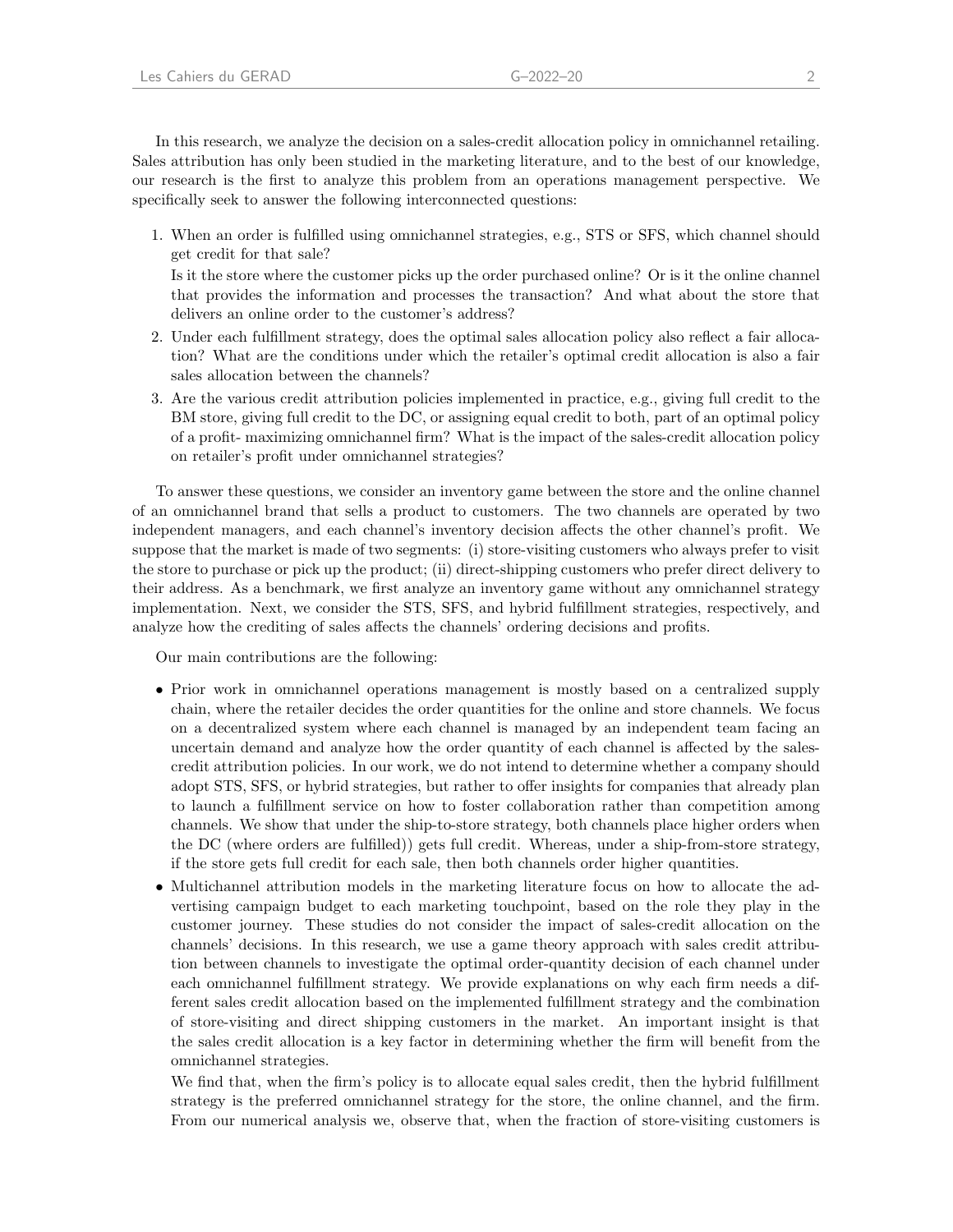In this research, we analyze the decision on a sales-credit allocation policy in omnichannel retailing. Sales attribution has only been studied in the marketing literature, and to the best of our knowledge, our research is the first to analyze this problem from an operations management perspective. We specifically seek to answer the following interconnected questions:

1. When an order is fulfilled using omnichannel strategies, e.g., STS or SFS, which channel should get credit for that sale?
   Is it the store where the customer picks up the order purchased online? Or is it the online channel that provides the information and processes the transaction? And what about the store that delivers an online order to the customer's address?
2. Under each fulfillment strategy, does the optimal sales allocation policy also reflect a fair allocation? What are the conditions under which the retailer's optimal credit allocation is also a fair sales allocation between the channels?
3. Are the various credit attribution policies implemented in practice, e.g., giving full credit to the BM store, giving full credit to the DC, or assigning equal credit to both, part of an optimal policy of a profit- maximizing omnichannel firm? What is the impact of the sales-credit allocation policy on retailer's profit under omnichannel strategies?

To answer these questions, we consider an inventory game between the store and the online channel of an omnichannel brand that sells a product to customers. The two channels are operated by two independent managers, and each channel's inventory decision affects the other channel's profit. We suppose that the market is made of two segments: (i) store-visiting customers who always prefer to visit the store to purchase or pick up the product; (ii) direct-shipping customers who prefer direct delivery to their address. As a benchmark, we first analyze an inventory game without any omnichannel strategy implementation. Next, we consider the STS, SFS, and hybrid fulfillment strategies, respectively, and analyze how the crediting of sales affects the channels' ordering decisions and profits.

Our main contributions are the following:

- Prior work in omnichannel operations management is mostly based on a centralized supply chain, where the retailer decides the order quantities for the online and store channels. We focus on a decentralized system where each channel is managed by an independent team facing an uncertain demand and analyze how the order quantity of each channel is affected by the sales-credit attribution policies. In our work, we do not intend to determine whether a company should adopt STS, SFS, or hybrid strategies, but rather to offer insights for companies that already plan to launch a fulfillment service on how to foster collaboration rather than competition among channels. We show that under the ship-to-store strategy, both channels place higher orders when the DC (where orders are fulfilled)) gets full credit. Whereas, under a ship-from-store strategy, if the store gets full credit for each sale, then both channels order higher quantities.
- Multichannel attribution models in the marketing literature focus on how to allocate the advertising campaign budget to each marketing touchpoint, based on the role they play in the customer journey. These studies do not consider the impact of sales-credit allocation on the channels' decisions. In this research, we use a game theory approach with sales credit attribution between channels to investigate the optimal order-quantity decision of each channel under each omnichannel fulfillment strategy. We provide explanations on why each firm needs a different sales credit allocation based on the implemented fulfillment strategy and the combination of store-visiting and direct shipping customers in the market. An important insight is that the sales credit allocation is a key factor in determining whether the firm will benefit from the omnichannel strategies.

  We find that, when the firm's policy is to allocate equal sales credit, then the hybrid fulfillment strategy is the preferred omnichannel strategy for the store, the online channel, and the firm. From our numerical analysis we, observe that, when the fraction of store-visiting customers is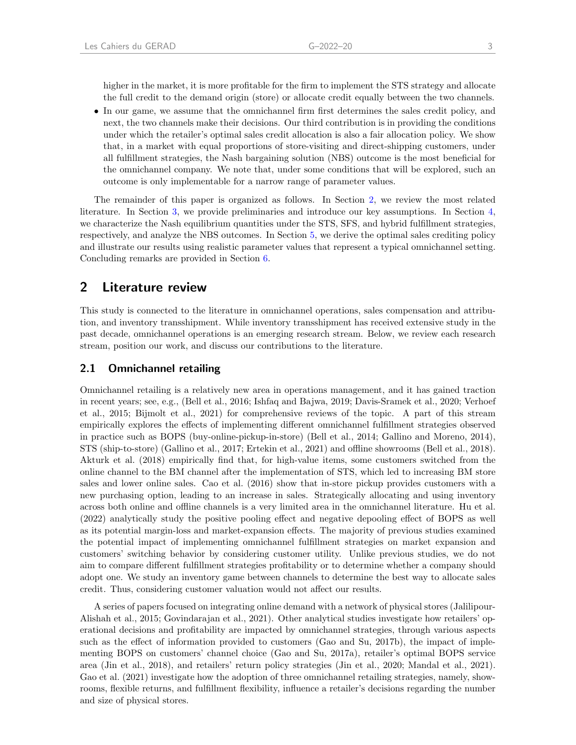higher in the market, it is more profitable for the firm to implement the STS strategy and allocate the full credit to the demand origin (store) or allocate credit equally between the two channels.

- In our game, we assume that the omnichannel firm first determines the sales credit policy, and next, the two channels make their decisions. Our third contribution is in providing the conditions under which the retailer's optimal sales credit allocation is also a fair allocation policy. We show that, in a market with equal proportions of store-visiting and direct-shipping customers, under all fulfillment strategies, the Nash bargaining solution (NBS) outcome is the most beneficial for the omnichannel company. We note that, under some conditions that will be explored, such an outcome is only implementable for a narrow range of parameter values.

The remainder of this paper is organized as follows. In Section 2, we review the most related literature. In Section 3, we provide preliminaries and introduce our key assumptions. In Section 4, we characterize the Nash equilibrium quantities under the STS, SFS, and hybrid fulfillment strategies, respectively, and analyze the NBS outcomes. In Section 5, we derive the optimal sales crediting policy and illustrate our results using realistic parameter values that represent a typical omnichannel setting. Concluding remarks are provided in Section 6.

## 2 Literature review

This study is connected to the literature in omnichannel operations, sales compensation and attribution, and inventory transshipment. While inventory transshipment has received extensive study in the past decade, omnichannel operations is an emerging research stream. Below, we review each research stream, position our work, and discuss our contributions to the literature.

### 2.1 Omnichannel retailing

Omnichannel retailing is a relatively new area in operations management, and it has gained traction in recent years; see, e.g., (Bell et al., 2016; Ishfaq and Bajwa, 2019; Davis-Sramek et al., 2020; Verhoef et al., 2015; Bijmolt et al., 2021) for comprehensive reviews of the topic. A part of this stream empirically explores the effects of implementing different omnichannel fulfillment strategies observed in practice such as BOPS (buy-online-pickup-in-store) (Bell et al., 2014; Gallino and Moreno, 2014), STS (ship-to-store) (Gallino et al., 2017; Ertekin et al., 2021) and offline showrooms (Bell et al., 2018). Akturk et al. (2018) empirically find that, for high-value items, some customers switched from the online channel to the BM channel after the implementation of STS, which led to increasing BM store sales and lower online sales. Cao et al. (2016) show that in-store pickup provides customers with a new purchasing option, leading to an increase in sales. Strategically allocating and using inventory across both online and offline channels is a very limited area in the omnichannel literature. Hu et al. (2022) analytically study the positive pooling effect and negative depooling effect of BOPS as well as its potential margin-loss and market-expansion effects. The majority of previous studies examined the potential impact of implementing omnichannel fulfillment strategies on market expansion and customers' switching behavior by considering customer utility. Unlike previous studies, we do not aim to compare different fulfillment strategies profitability or to determine whether a company should adopt one. We study an inventory game between channels to determine the best way to allocate sales credit. Thus, considering customer valuation would not affect our results.

A series of papers focused on integrating online demand with a network of physical stores (Jalilipour-Alishah et al., 2015; Govindarajan et al., 2021). Other analytical studies investigate how retailers' operational decisions and profitability are impacted by omnichannel strategies, through various aspects such as the effect of information provided to customers (Gao and Su, 2017b), the impact of implementing BOPS on customers' channel choice (Gao and Su, 2017a), retailer's optimal BOPS service area (Jin et al., 2018), and retailers' return policy strategies (Jin et al., 2020; Mandal et al., 2021). Gao et al. (2021) investigate how the adoption of three omnichannel retailing strategies, namely, showrooms, flexible returns, and fulfillment flexibility, influence a retailer's decisions regarding the number and size of physical stores.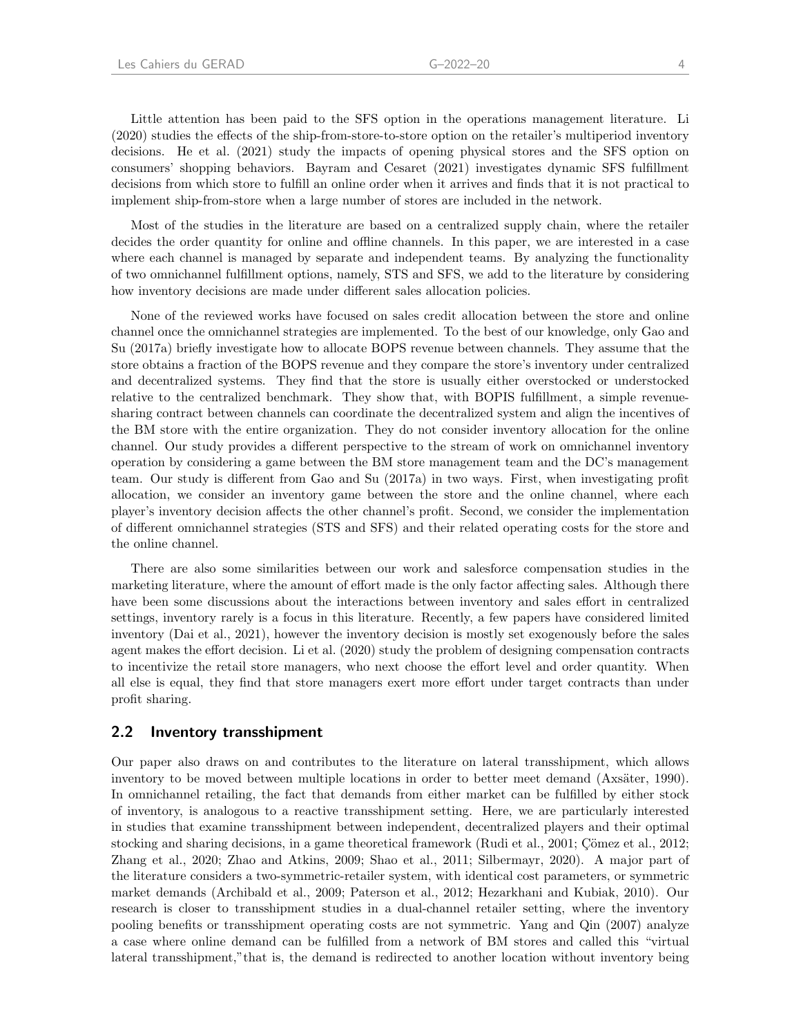Little attention has been paid to the SFS option in the operations management literature. Li (2020) studies the effects of the ship-from-store-to-store option on the retailer's multiperiod inventory decisions. He et al. (2021) study the impacts of opening physical stores and the SFS option on consumers' shopping behaviors. Bayram and Cesaret (2021) investigates dynamic SFS fulfillment decisions from which store to fulfill an online order when it arrives and finds that it is not practical to implement ship-from-store when a large number of stores are included in the network.

Most of the studies in the literature are based on a centralized supply chain, where the retailer decides the order quantity for online and offline channels. In this paper, we are interested in a case where each channel is managed by separate and independent teams. By analyzing the functionality of two omnichannel fulfillment options, namely, STS and SFS, we add to the literature by considering how inventory decisions are made under different sales allocation policies.

None of the reviewed works have focused on sales credit allocation between the store and online channel once the omnichannel strategies are implemented. To the best of our knowledge, only Gao and Su (2017a) briefly investigate how to allocate BOPS revenue between channels. They assume that the store obtains a fraction of the BOPS revenue and they compare the store's inventory under centralized and decentralized systems. They find that the store is usually either overstocked or understocked relative to the centralized benchmark. They show that, with BOPIS fulfillment, a simple revenue-sharing contract between channels can coordinate the decentralized system and align the incentives of the BM store with the entire organization. They do not consider inventory allocation for the online channel. Our study provides a different perspective to the stream of work on omnichannel inventory operation by considering a game between the BM store management team and the DC's management team. Our study is different from Gao and Su (2017a) in two ways. First, when investigating profit allocation, we consider an inventory game between the store and the online channel, where each player's inventory decision affects the other channel's profit. Second, we consider the implementation of different omnichannel strategies (STS and SFS) and their related operating costs for the store and the online channel.

There are also some similarities between our work and salesforce compensation studies in the marketing literature, where the amount of effort made is the only factor affecting sales. Although there have been some discussions about the interactions between inventory and sales effort in centralized settings, inventory rarely is a focus in this literature. Recently, a few papers have considered limited inventory (Dai et al., 2021), however the inventory decision is mostly set exogenously before the sales agent makes the effort decision. Li et al. (2020) study the problem of designing compensation contracts to incentivize the retail store managers, who next choose the effort level and order quantity. When all else is equal, they find that store managers exert more effort under target contracts than under profit sharing.

## 2.2 Inventory transsshipment

Our paper also draws on and contributes to the literature on lateral transshipment, which allows inventory to be moved between multiple locations in order to better meet demand (Axsäter, 1990). In omnichannel retailing, the fact that demands from either market can be fulfilled by either stock of inventory, is analogous to a reactive transshipment setting. Here, we are particularly interested in studies that examine transshipment between independent, decentralized players and their optimal stocking and sharing decisions, in a game theoretical framework (Rudi et al., 2001; Çömez et al., 2012; Zhang et al., 2020; Zhao and Atkins, 2009; Shao et al., 2011; Silbermayr, 2020). A major part of the literature considers a two-symmetric-retailer system, with identical cost parameters, or symmetric market demands (Archibald et al., 2009; Paterson et al., 2012; Hezarkhani and Kubiak, 2010). Our research is closer to transshipment studies in a dual-channel retailer setting, where the inventory pooling benefits or transshipment operating costs are not symmetric. Yang and Qin (2007) analyze a case where online demand can be fulfilled from a network of BM stores and called this "virtual lateral transshipment,"that is, the demand is redirected to another location without inventory being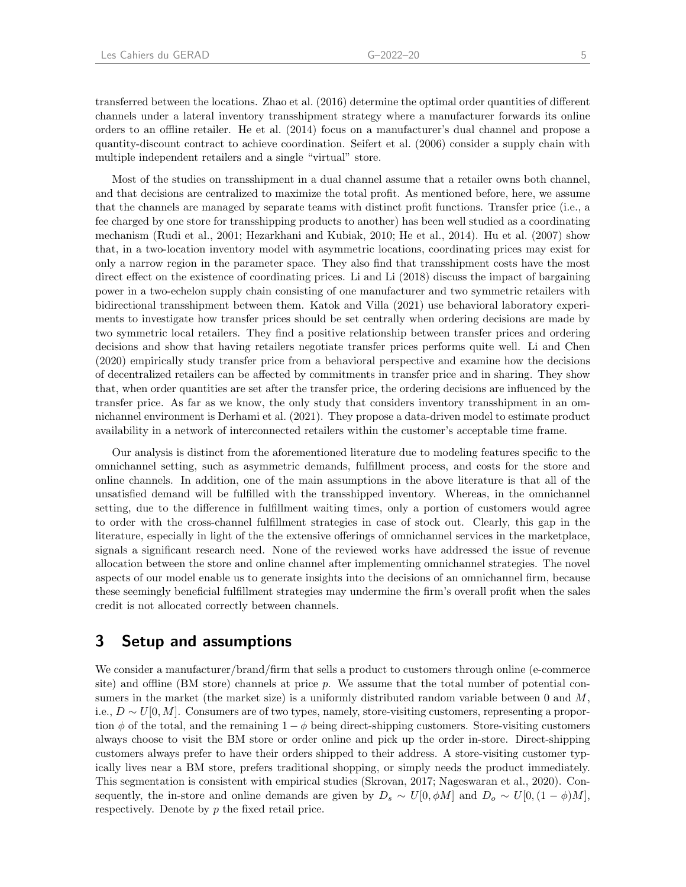transferred between the locations. Zhao et al. (2016) determine the optimal order quantities of different channels under a lateral inventory transshipment strategy where a manufacturer forwards its online orders to an offline retailer. He et al. (2014) focus on a manufacturer's dual channel and propose a quantity-discount contract to achieve coordination. Seifert et al. (2006) consider a supply chain with multiple independent retailers and a single "virtual" store.

Most of the studies on transshipment in a dual channel assume that a retailer owns both channel, and that decisions are centralized to maximize the total profit. As mentioned before, here, we assume that the channels are managed by separate teams with distinct profit functions. Transfer price (i.e., a fee charged by one store for transshipping products to another) has been well studied as a coordinating mechanism (Rudi et al., 2001; Hezarkhani and Kubiak, 2010; He et al., 2014). Hu et al. (2007) show that, in a two-location inventory model with asymmetric locations, coordinating prices may exist for only a narrow region in the parameter space. They also find that transshipment costs have the most direct effect on the existence of coordinating prices. Li and Li (2018) discuss the impact of bargaining power in a two-echelon supply chain consisting of one manufacturer and two symmetric retailers with bidirectional transshipment between them. Katok and Villa (2021) use behavioral laboratory experiments to investigate how transfer prices should be set centrally when ordering decisions are made by two symmetric local retailers. They find a positive relationship between transfer prices and ordering decisions and show that having retailers negotiate transfer prices performs quite well. Li and Chen (2020) empirically study transfer price from a behavioral perspective and examine how the decisions of decentralized retailers can be affected by commitments in transfer price and in sharing. They show that, when order quantities are set after the transfer price, the ordering decisions are influenced by the transfer price. As far as we know, the only study that considers inventory transshipment in an omnichannel environment is Derhami et al. (2021). They propose a data-driven model to estimate product availability in a network of interconnected retailers within the customer's acceptable time frame.

Our analysis is distinct from the aforementioned literature due to modeling features specific to the omnichannel setting, such as asymmetric demands, fulfillment process, and costs for the store and online channels. In addition, one of the main assumptions in the above literature is that all of the unsatisfied demand will be fulfilled with the transshipped inventory. Whereas, in the omnichannel setting, due to the difference in fulfillment waiting times, only a portion of customers would agree to order with the cross-channel fulfillment strategies in case of stock out. Clearly, this gap in the literature, especially in light of the the extensive offerings of omnichannel services in the marketplace, signals a significant research need. None of the reviewed works have addressed the issue of revenue allocation between the store and online channel after implementing omnichannel strategies. The novel aspects of our model enable us to generate insights into the decisions of an omnichannel firm, because these seemingly beneficial fulfillment strategies may undermine the firm's overall profit when the sales credit is not allocated correctly between channels.

# 3 Setup and assumptions

We consider a manufacturer/brand/firm that sells a product to customers through online (e-commerce site) and offline (BM store) channels at price $p$. We assume that the total number of potential consumers in the market (the market size) is a uniformly distributed random variable between 0 and $M$, i.e., $D \sim U[0, M]$. Consumers are of two types, namely, store-visiting customers, representing a proportion $\phi$ of the total, and the remaining $1 - \phi$ being direct-shipping customers. Store-visiting customers always choose to visit the BM store or order online and pick up the order in-store. Direct-shipping customers always prefer to have their orders shipped to their address. A store-visiting customer typically lives near a BM store, prefers traditional shopping, or simply needs the product immediately. This segmentation is consistent with empirical studies (Skrovan, 2017; Nageswaran et al., 2020). Consequently, the in-store and online demands are given by $D_s \sim U[0, \phi M]$ and $D_o \sim U[0, (1 - \phi)M]$, respectively. Denote by $p$ the fixed retail price.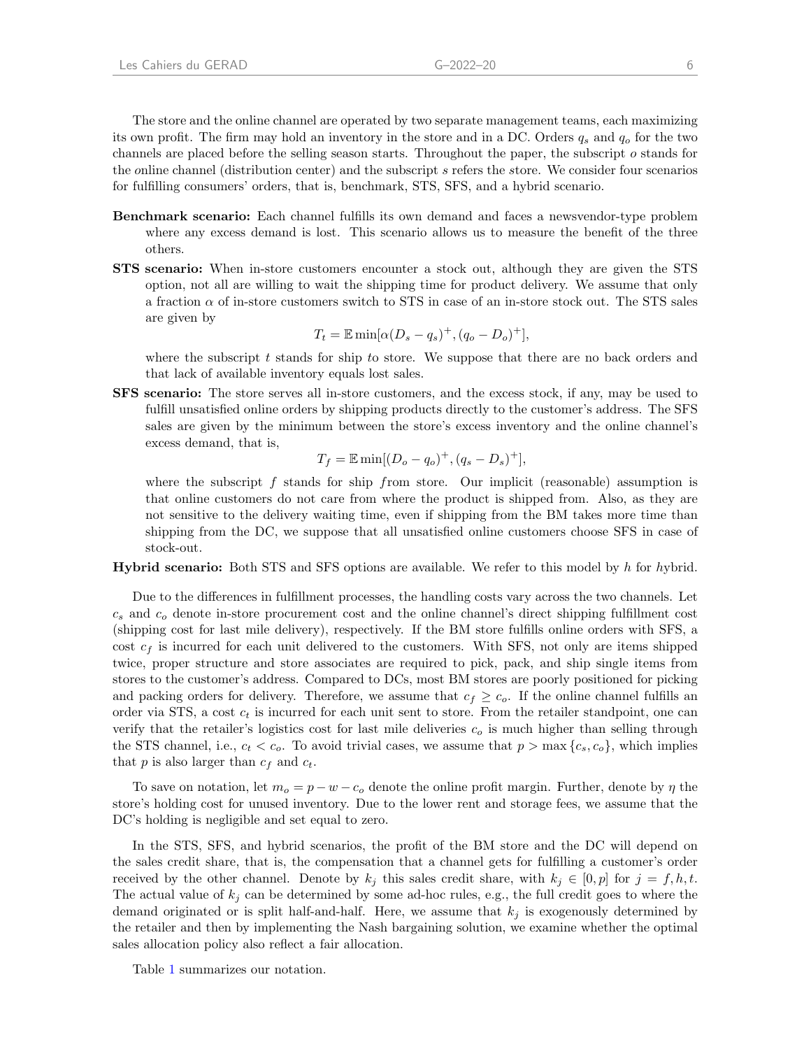The store and the online channel are operated by two separate management teams, each maximizing its own profit. The firm may hold an inventory in the store and in a DC. Orders $q_s$ and $q_o$ for the two channels are placed before the selling season starts. Throughout the paper, the subscript $o$ stands for the *o*nline channel (distribution center) and the subscript $s$ refers the *s*tore. We consider four scenarios for fulfilling consumers' orders, that is, benchmark, STS, SFS, and a hybrid scenario.

**Benchmark scenario:** Each channel fulfills its own demand and faces a newsvendor-type problem where any excess demand is lost. This scenario allows us to measure the benefit of the three others.

**STS scenario:** When in-store customers encounter a stock out, although they are given the STS option, not all are willing to wait the shipping time for product delivery. We assume that only a fraction $\alpha$ of in-store customers switch to STS in case of an in-store stock out. The STS sales are given by

$$T_t = \mathbb{E} \min[\alpha(D_s - q_s)^+, (q_o - D_o)^+],$$

where the subscript $t$ stands for ship *t*o store. We suppose that there are no back orders and that lack of available inventory equals lost sales.

**SFS scenario:** The store serves all in-store customers, and the excess stock, if any, may be used to fulfill unsatisfied online orders by shipping products directly to the customer's address. The SFS sales are given by the minimum between the store's excess inventory and the online channel's excess demand, that is,

$$T_f = \mathbb{E} \min[(D_o - q_o)^+, (q_s - D_s)^+],$$

where the subscript $f$ stands for ship *f*rom store. Our implicit (reasonable) assumption is that online customers do not care from where the product is shipped from. Also, as they are not sensitive to the delivery waiting time, even if shipping from the BM takes more time than shipping from the DC, we suppose that all unsatisfied online customers choose SFS in case of stock-out.

**Hybrid scenario:** Both STS and SFS options are available. We refer to this model by $h$ for *h*ybrid.

Due to the differences in fulfillment processes, the handling costs vary across the two channels. Let $c_s$ and $c_o$ denote in-store procurement cost and the online channel's direct shipping fulfillment cost (shipping cost for last mile delivery), respectively. If the BM store fulfills online orders with SFS, a cost $c_f$ is incurred for each unit delivered to the customers. With SFS, not only are items shipped twice, proper structure and store associates are required to pick, pack, and ship single items from stores to the customer's address. Compared to DCs, most BM stores are poorly positioned for picking and packing orders for delivery. Therefore, we assume that $c_f \geq c_o$. If the online channel fulfills an order via STS, a cost $c_t$ is incurred for each unit sent to store. From the retailer standpoint, one can verify that the retailer's logistics cost for last mile deliveries $c_o$ is much higher than selling through the STS channel, i.e., $c_t < c_o$. To avoid trivial cases, we assume that $p > \max\{c_s, c_o\}$, which implies that $p$ is also larger than $c_f$ and $c_t$.

To save on notation, let $m_o = p - w - c_o$ denote the online profit margin. Further, denote by $\eta$ the store's holding cost for unused inventory. Due to the lower rent and storage fees, we assume that the DC's holding is negligible and set equal to zero.

In the STS, SFS, and hybrid scenarios, the profit of the BM store and the DC will depend on the sales credit share, that is, the compensation that a channel gets for fulfilling a customer's order received by the other channel. Denote by $k_j$ this sales credit share, with $k_j \in [0, p]$ for $j = f, h, t$. The actual value of $k_j$ can be determined by some ad-hoc rules, e.g., the full credit goes to where the demand originated or is split half-and-half. Here, we assume that $k_j$ is exogenously determined by the retailer and then by implementing the Nash bargaining solution, we examine whether the optimal sales allocation policy also reflect a fair allocation.

Table 1 summarizes our notation.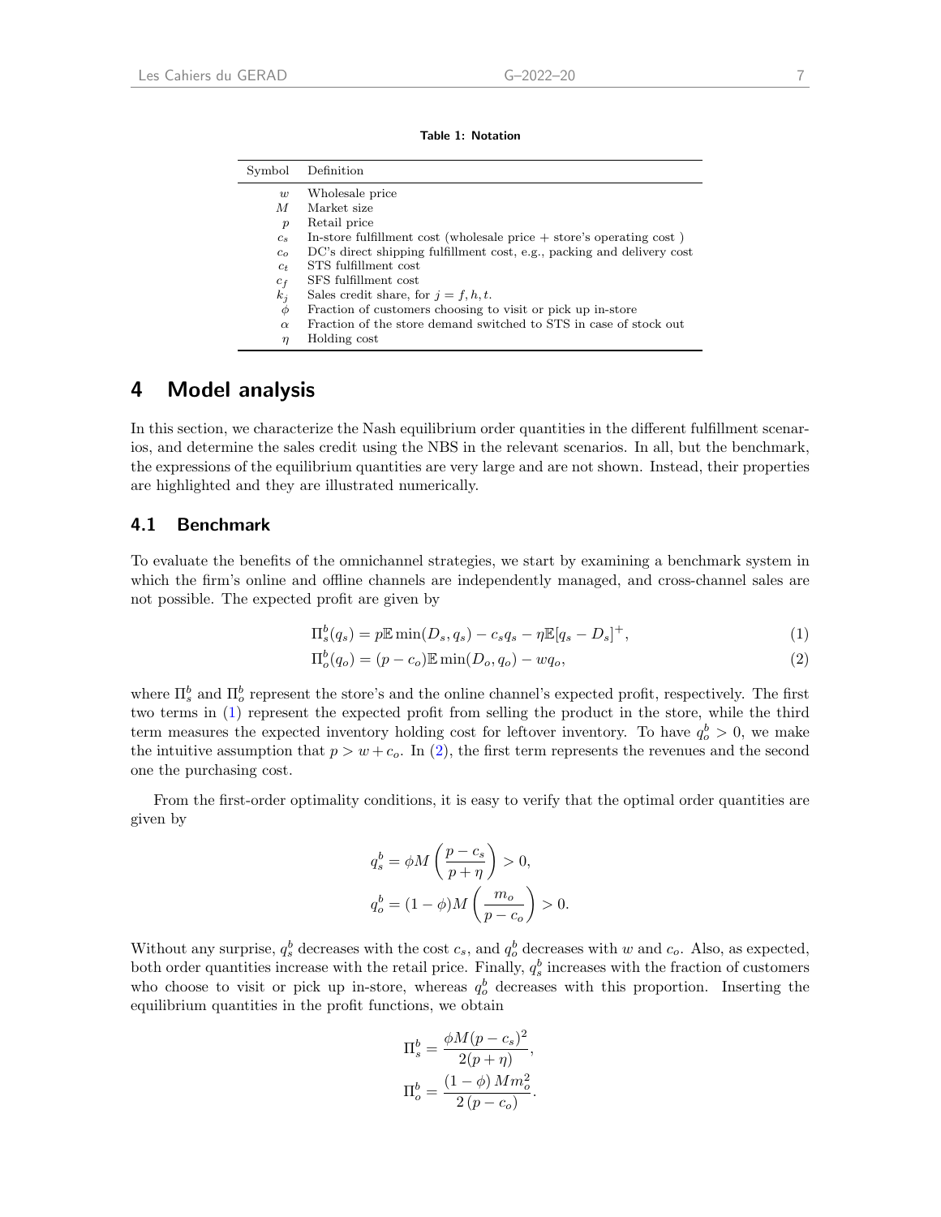**Table 1: Notation**

| Symbol | Definition |
|---|---|
| $w$ | Wholesale price |
| $M$ | Market size |
| $p$ | Retail price |
| $c_s$ | In-store fulfillment cost (wholesale price + store's operating cost ) |
| $c_o$ | DC's direct shipping fulfillment cost, e.g., packing and delivery cost |
| $c_t$ | STS fulfillment cost |
| $c_f$ | SFS fulfillment cost |
| $k_j$ | Sales credit share, for $j = f, h, t$. |
| $\phi$ | Fraction of customers choosing to visit or pick up in-store |
| $\alpha$ | Fraction of the store demand switched to STS in case of stock out |
| $\eta$ | Holding cost |

# 4 Model analysis

In this section, we characterize the Nash equilibrium order quantities in the different fulfillment scenarios, and determine the sales credit using the NBS in the relevant scenarios. In all, but the benchmark, the expressions of the equilibrium quantities are very large and are not shown. Instead, their properties are highlighted and they are illustrated numerically.

## 4.1 Benchmark

To evaluate the benefits of the omnichannel strategies, we start by examining a benchmark system in which the firm's online and offline channels are independently managed, and cross-channel sales are not possible. The expected profit are given by

$$\Pi_s^b(q_s) = p\mathbb{E}\min(D_s, q_s) - c_s q_s - \eta\mathbb{E}[q_s - D_s]^+, \tag{1}$$

$$\Pi_o^b(q_o) = (p - c_o)\mathbb{E}\min(D_o, q_o) - wq_o, \tag{2}$$

where $\Pi_s^b$ and $\Pi_o^b$ represent the store's and the online channel's expected profit, respectively. The first two terms in (1) represent the expected profit from selling the product in the store, while the third term measures the expected inventory holding cost for leftover inventory. To have $q_o^b > 0$, we make the intuitive assumption that $p > w + c_o$. In (2), the first term represents the revenues and the second one the purchasing cost.

From the first-order optimality conditions, it is easy to verify that the optimal order quantities are given by

$$q_s^b = \phi M \left(\frac{p - c_s}{p + \eta}\right) > 0,$$

$$q_o^b = (1 - \phi) M \left(\frac{m_o}{p - c_o}\right) > 0.$$

Without any surprise, $q_s^b$ decreases with the cost $c_s$, and $q_o^b$ decreases with $w$ and $c_o$. Also, as expected, both order quantities increase with the retail price. Finally, $q_s^b$ increases with the fraction of customers who choose to visit or pick up in-store, whereas $q_o^b$ decreases with this proportion. Inserting the equilibrium quantities in the profit functions, we obtain

$$\Pi_s^b = \frac{\phi M (p - c_s)^2}{2(p + \eta)},$$

$$\Pi_o^b = \frac{(1 - \phi) M m_o^2}{2(p - c_o)}.$$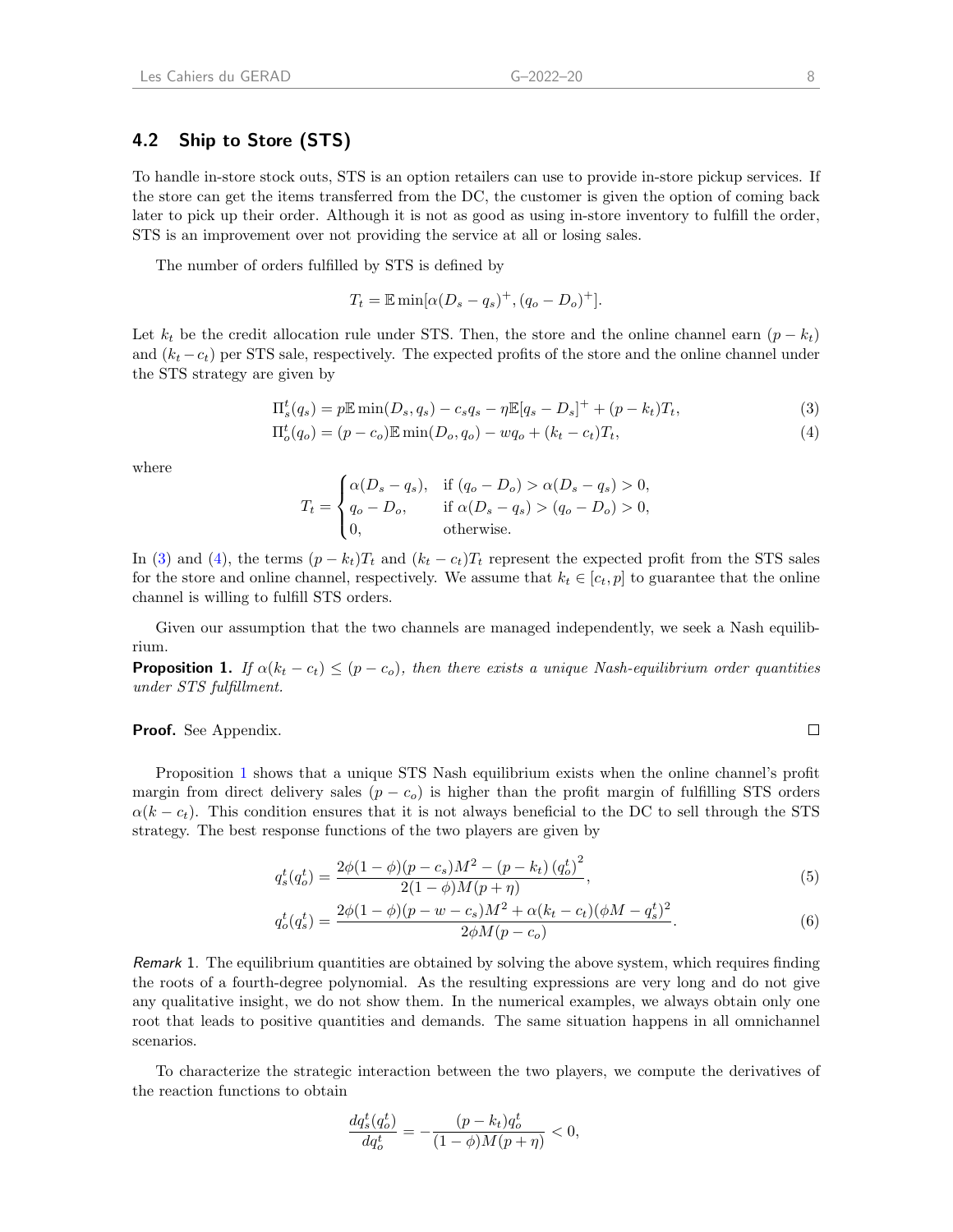### 4.2 Ship to Store (STS)

To handle in-store stock outs, STS is an option retailers can use to provide in-store pickup services. If the store can get the items transferred from the DC, the customer is given the option of coming back later to pick up their order. Although it is not as good as using in-store inventory to fulfill the order, STS is an improvement over not providing the service at all or losing sales.

The number of orders fulfilled by STS is defined by

$$T_t = \mathbb{E}\min[\alpha(D_s - q_s)^+, (q_o - D_o)^+].$$

Let $k_t$ be the credit allocation rule under STS. Then, the store and the online channel earn $(p - k_t)$ and $(k_t - c_t)$ per STS sale, respectively. The expected profits of the store and the online channel under the STS strategy are given by

$$\Pi_s^t(q_s) = p\mathbb{E}\min(D_s, q_s) - c_s q_s - \eta\mathbb{E}[q_s - D_s]^+ + (p - k_t)T_t, \tag{3}$$

$$\Pi_o^t(q_o) = (p - c_o)\mathbb{E}\min(D_o, q_o) - wq_o + (k_t - c_t)T_t, \tag{4}$$

where

$$T_t = \begin{cases} \alpha(D_s - q_s), & \text{if } (q_o - D_o) > \alpha(D_s - q_s) > 0, \\ q_o - D_o, & \text{if } \alpha(D_s - q_s) > (q_o - D_o) > 0, \\ 0, & \text{otherwise.} \end{cases}$$

In (3) and (4), the terms $(p - k_t)T_t$ and $(k_t - c_t)T_t$ represent the expected profit from the STS sales for the store and online channel, respectively. We assume that $k_t \in [c_t, p]$ to guarantee that the online channel is willing to fulfill STS orders.

Given our assumption that the two channels are managed independently, we seek a Nash equilibrium.

**Proposition 1.** *If $\alpha(k_t - c_t) \leq (p - c_o)$, then there exists a unique Nash-equilibrium order quantities under STS fulfillment.*

**Proof.** See Appendix. □

Proposition 1 shows that a unique STS Nash equilibrium exists when the online channel's profit margin from direct delivery sales $(p - c_o)$ is higher than the profit margin of fulfilling STS orders $\alpha(k - c_t)$. This condition ensures that it is not always beneficial to the DC to sell through the STS strategy. The best response functions of the two players are given by

$$q_s^t(q_o^t) = \frac{2\phi(1-\phi)(p - c_s)M^2 - (p - k_t)\left(q_o^t\right)^2}{2(1-\phi)M(p + \eta)}, \tag{5}$$

$$q_o^t(q_s^t) = \frac{2\phi(1-\phi)(p - w - c_s)M^2 + \alpha(k_t - c_t)(\phi M - q_s^t)^2}{2\phi M(p - c_o)}. \tag{6}$$

*Remark* 1. The equilibrium quantities are obtained by solving the above system, which requires finding the roots of a fourth-degree polynomial. As the resulting expressions are very long and do not give any qualitative insight, we do not show them. In the numerical examples, we always obtain only one root that leads to positive quantities and demands. The same situation happens in all omnichannel scenarios.

To characterize the strategic interaction between the two players, we compute the derivatives of the reaction functions to obtain

$$\frac{dq_s^t(q_o^t)}{dq_o^t} = -\frac{(p - k_t)q_o^t}{(1-\phi)M(p + \eta)} < 0,$$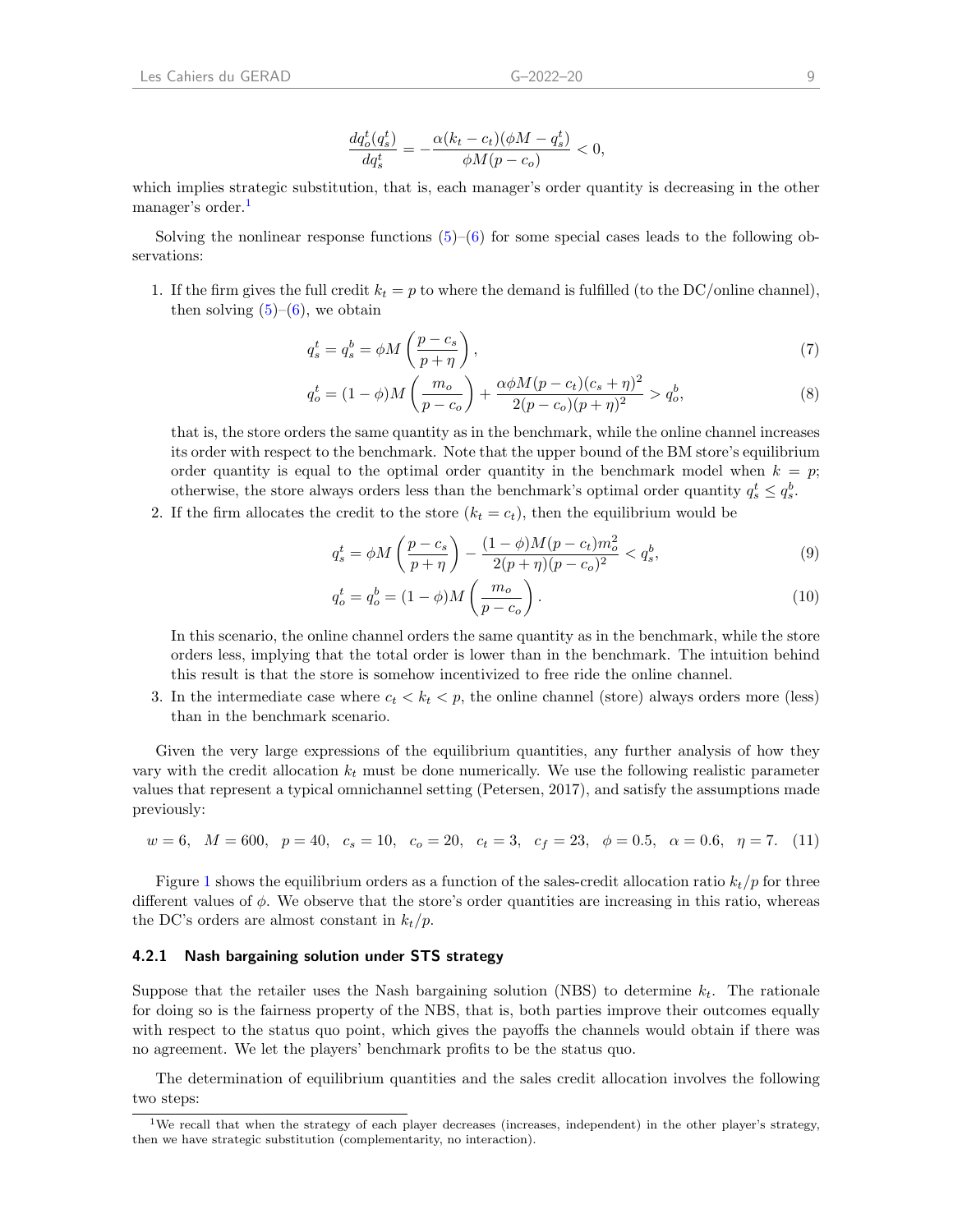$$\frac{dq_o^t(q_s^t)}{dq_s^t} = -\frac{\alpha(k_t - c_t)(\phi M - q_s^t)}{\phi M(p - c_o)} < 0,$$

which implies strategic substitution, that is, each manager's order quantity is decreasing in the other manager's order.[1]

Solving the nonlinear response functions (5)–(6) for some special cases leads to the following observations:

1. If the firm gives the full credit $k_t = p$ to where the demand is fulfilled (to the DC/online channel), then solving (5)–(6), we obtain

$$q_s^t = q_s^b = \phi M\left(\frac{p - c_s}{p + \eta}\right), \tag{7}$$

$$q_o^t = (1 - \phi)M\left(\frac{m_o}{p - c_o}\right) + \frac{\alpha\phi M(p - c_t)(c_s + \eta)^2}{2(p - c_o)(p + \eta)^2} > q_o^b, \tag{8}$$

that is, the store orders the same quantity as in the benchmark, while the online channel increases its order with respect to the benchmark. Note that the upper bound of the BM store's equilibrium order quantity is equal to the optimal order quantity in the benchmark model when $k = p$; otherwise, the store always orders less than the benchmark's optimal order quantity $q_s^t \leq q_s^b$.

2. If the firm allocates the credit to the store ($k_t = c_t$), then the equilibrium would be

$$q_s^t = \phi M\left(\frac{p - c_s}{p + \eta}\right) - \frac{(1 - \phi)M(p - c_t)m_o^2}{2(p + \eta)(p - c_o)^2} < q_s^b, \tag{9}$$

$$q_o^t = q_o^b = (1 - \phi)M\left(\frac{m_o}{p - c_o}\right). \tag{10}$$

In this scenario, the online channel orders the same quantity as in the benchmark, while the store orders less, implying that the total order is lower than in the benchmark. The intuition behind this result is that the store is somehow incentivized to free ride the online channel.

3. In the intermediate case where $c_t < k_t < p$, the online channel (store) always orders more (less) than in the benchmark scenario.

Given the very large expressions of the equilibrium quantities, any further analysis of how they vary with the credit allocation $k_t$ must be done numerically. We use the following realistic parameter values that represent a typical omnichannel setting (Petersen, 2017), and satisfy the assumptions made previously:

$$w = 6, \quad M = 600, \quad p = 40, \quad c_s = 10, \quad c_o = 20, \quad c_t = 3, \quad c_f = 23, \quad \phi = 0.5, \quad \alpha = 0.6, \quad \eta = 7. \tag{11}$$

Figure 1 shows the equilibrium orders as a function of the sales-credit allocation ratio $k_t/p$ for three different values of $\phi$. We observe that the store's order quantities are increasing in this ratio, whereas the DC's orders are almost constant in $k_t/p$.

#### 4.2.1 Nash bargaining solution under STS strategy

Suppose that the retailer uses the Nash bargaining solution (NBS) to determine $k_t$. The rationale for doing so is the fairness property of the NBS, that is, both parties improve their outcomes equally with respect to the status quo point, which gives the payoffs the channels would obtain if there was no agreement. We let the players' benchmark profits to be the status quo.

The determination of equilibrium quantities and the sales credit allocation involves the following two steps:

---

[1] We recall that when the strategy of each player decreases (increases, independent) in the other player's strategy, then we have strategic substitution (complementarity, no interaction).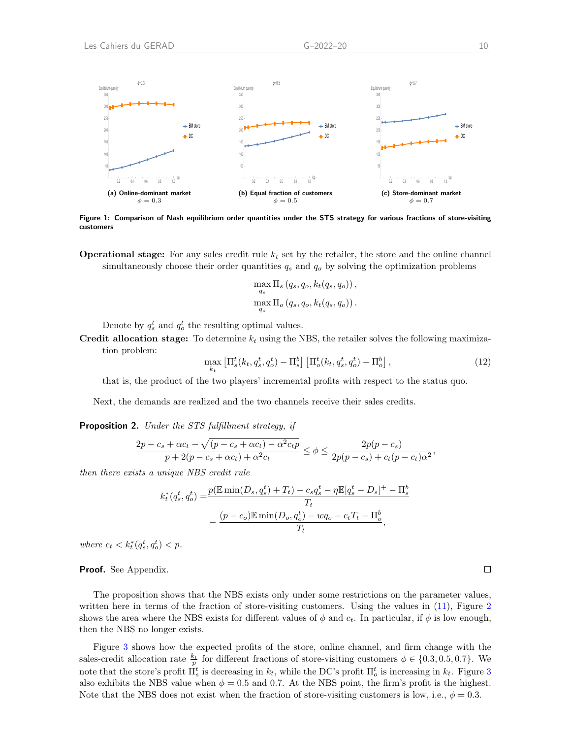(a) Online-dominant market $\phi = 0.3$

(b) Equal fraction of customers $\phi = 0.5$

(c) Store-dominant market $\phi = 0.7$

**Figure 1: Comparison of Nash equilibrium order quantities under the STS strategy for various fractions of store-visiting customers**

**Operational stage:** For any sales credit rule $k_t$ set by the retailer, the store and the online channel simultaneously choose their order quantities $q_s$ and $q_o$ by solving the optimization problems

$$\max_{q_s} \Pi_s \left(q_s, q_o, k_t(q_s, q_o)\right),$$
$$\max_{q_o} \Pi_o \left(q_s, q_o, k_t(q_s, q_o)\right).$$

Denote by $q_s^t$ and $q_o^t$ the resulting optimal values.

**Credit allocation stage:** To determine $k_t$ using the NBS, the retailer solves the following maximization problem:

$$\max_{k_t} \left[\Pi_s^t(k_t, q_s^t, q_o^t) - \Pi_s^b\right] \left[\Pi_o^t(k_t, q_s^t, q_o^t) - \Pi_o^b\right], \tag{12}$$

that is, the product of the two players' incremental profits with respect to the status quo.

Next, the demands are realized and the two channels receive their sales credits.

**Proposition 2.** *Under the STS fulfillment strategy, if*

$$\frac{2p - c_s + \alpha c_t - \sqrt{(p - c_s + \alpha c_t) - \alpha^2 c_t p}}{p + 2(p - c_s + \alpha c_t) + \alpha^2 c_t} \leq \phi \leq \frac{2p(p - c_s)}{2p(p - c_s) + c_t(p - c_t)\alpha^2},$$

*then there exists a unique NBS credit rule*

$$\begin{aligned} k_t^*(q_s^t, q_o^t) =& \frac{p(\mathbb{E}\min(D_s, q_s^t) + T_t) - c_s q_s^t - \eta \mathbb{E}[q_s^t - D_s]^+ - \Pi_s^b}{T_t} \\ &- \frac{(p - c_o)\mathbb{E}\min(D_o, q_o^t) - w q_o - c_t T_t - \Pi_o^b}{T_t}, \end{aligned}$$

*where $c_t < k_t^*(q_s^t, q_o^t) < p$.*

**Proof.** See Appendix. □

The proposition shows that the NBS exists only under some restrictions on the parameter values, written here in terms of the fraction of store-visiting customers. Using the values in (11), Figure 2 shows the area where the NBS exists for different values of $\phi$ and $c_t$. In particular, if $\phi$ is low enough, then the NBS no longer exists.

Figure 3 shows how the expected profits of the store, online channel, and firm change with the sales-credit allocation rate $\frac{k_t}{p}$ for different fractions of store-visiting customers $\phi \in \{0.3, 0.5, 0.7\}$. We note that the store's profit $\Pi_s^t$ is decreasing in $k_t$, while the DC's profit $\Pi_o^t$ is increasing in $k_t$. Figure 3 also exhibits the NBS value when $\phi = 0.5$ and 0.7. At the NBS point, the firm's profit is the highest. Note that the NBS does not exist when the fraction of store-visiting customers is low, i.e., $\phi = 0.3$.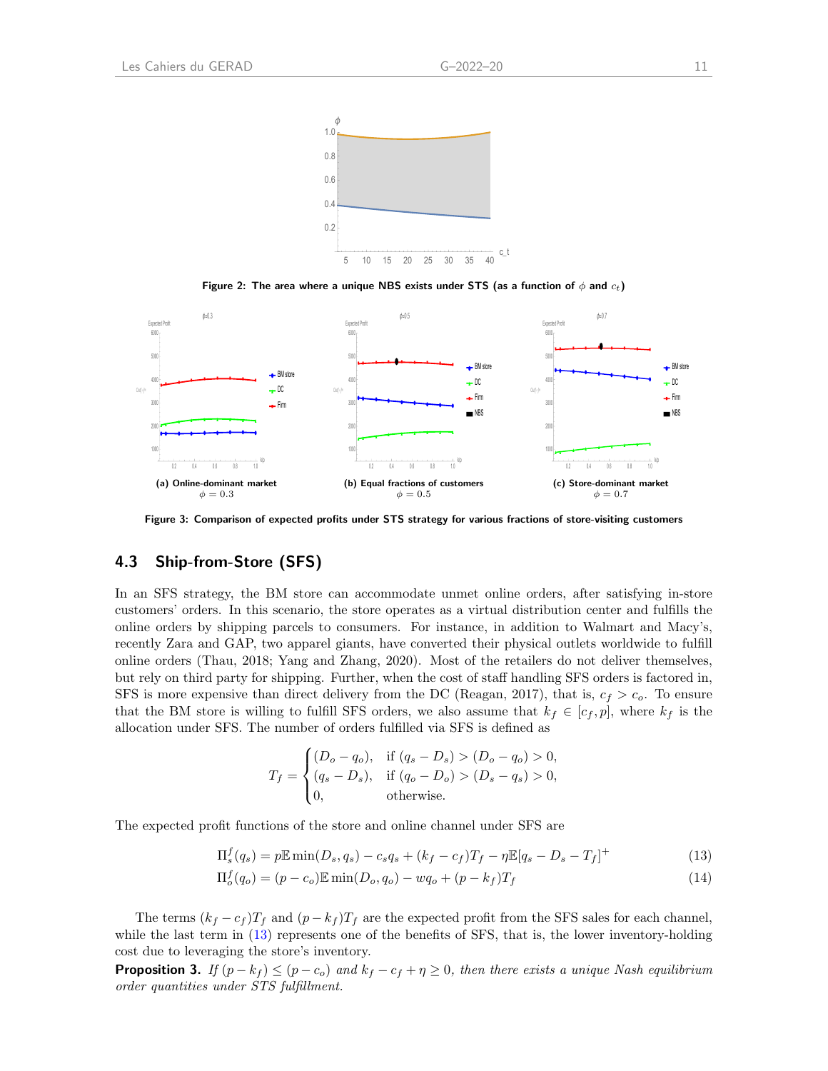Figure 2: The area where a unique NBS exists under STS (as a function of $\phi$ and $c_t$)

(a) Online-dominant market $\phi = 0.3$

(b) Equal fractions of customers $\phi = 0.5$

(c) Store-dominant market $\phi = 0.7$

Figure 3: Comparison of expected profits under STS strategy for various fractions of store-visiting customers

### 4.3 Ship-from-Store (SFS)

In an SFS strategy, the BM store can accommodate unmet online orders, after satisfying in-store customers' orders. In this scenario, the store operates as a virtual distribution center and fulfills the online orders by shipping parcels to consumers. For instance, in addition to Walmart and Macy's, recently Zara and GAP, two apparel giants, have converted their physical outlets worldwide to fulfill online orders (Thau, 2018; Yang and Zhang, 2020). Most of the retailers do not deliver themselves, but rely on third party for shipping. Further, when the cost of staff handling SFS orders is factored in, SFS is more expensive than direct delivery from the DC (Reagan, 2017), that is, $c_f > c_o$. To ensure that the BM store is willing to fulfill SFS orders, we also assume that $k_f \in [c_f, p]$, where $k_f$ is the allocation under SFS. The number of orders fulfilled via SFS is defined as

$$T_f = \begin{cases} (D_o - q_o), & \text{if } (q_s - D_s) > (D_o - q_o) > 0, \\ (q_s - D_s), & \text{if } (q_o - D_o) > (D_s - q_s) > 0, \\ 0, & \text{otherwise.} \end{cases}$$

The expected profit functions of the store and online channel under SFS are

$$\Pi_s^f(q_s) = p\mathbb{E}\min(D_s, q_s) - c_s q_s + (k_f - c_f)T_f - \eta\mathbb{E}[q_s - D_s - T_f]^+ \tag{13}$$

$$\Pi_o^f(q_o) = (p - c_o)\mathbb{E}\min(D_o, q_o) - wq_o + (p - k_f)T_f \tag{14}$$

The terms $(k_f - c_f)T_f$ and $(p - k_f)T_f$ are the expected profit from the SFS sales for each channel, while the last term in (13) represents one of the benefits of SFS, that is, the lower inventory-holding cost due to leveraging the store's inventory.

**Proposition 3.** *If $(p - k_f) \le (p - c_o)$ and $k_f - c_f + \eta \ge 0$, then there exists a unique Nash equilibrium order quantities under STS fulfillment.*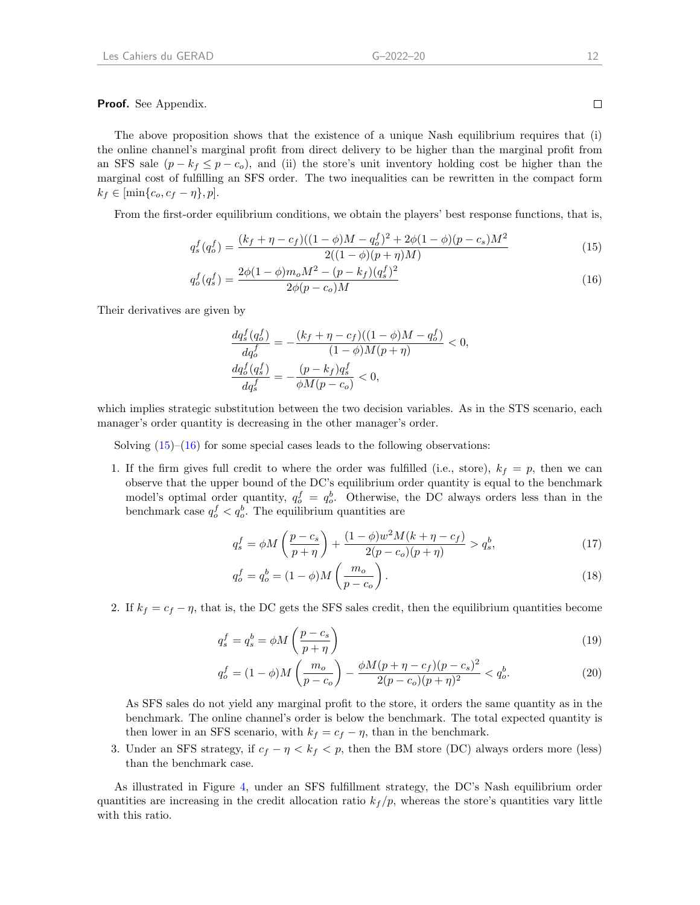**Proof.** See Appendix. □

The above proposition shows that the existence of a unique Nash equilibrium requires that (i) the online channel's marginal profit from direct delivery to be higher than the marginal profit from an SFS sale ($p - k_f \leq p - c_o$), and (ii) the store's unit inventory holding cost be higher than the marginal cost of fulfilling an SFS order. The two inequalities can be rewritten in the compact form $k_f \in [\min\{c_o, c_f - \eta\}, p]$.

From the first-order equilibrium conditions, we obtain the players' best response functions, that is,

$$q_s^f(q_o^f) = \frac{(k_f + \eta - c_f)((1-\phi)M - q_o^f)^2 + 2\phi(1-\phi)(p - c_s)M^2}{2((1-\phi)(p+\eta)M)} \tag{15}$$

$$q_o^f(q_s^f) = \frac{2\phi(1-\phi)m_o M^2 - (p - k_f)(q_s^f)^2}{2\phi(p - c_o)M} \tag{16}$$

Their derivatives are given by

$$\frac{dq_s^f(q_o^f)}{dq_o^f} = -\frac{(k_f + \eta - c_f)((1-\phi)M - q_o^f)}{(1-\phi)M(p+\eta)} < 0,$$

$$\frac{dq_o^f(q_s^f)}{dq_s^f} = -\frac{(p - k_f)q_s^f}{\phi M(p - c_o)} < 0,$$

which implies strategic substitution between the two decision variables. As in the STS scenario, each manager's order quantity is decreasing in the other manager's order.

Solving (15)–(16) for some special cases leads to the following observations:

1. If the firm gives full credit to where the order was fulfilled (i.e., store), $k_f = p$, then we can observe that the upper bound of the DC's equilibrium order quantity is equal to the benchmark model's optimal order quantity, $q_o^f = q_o^b$. Otherwise, the DC always orders less than in the benchmark case $q_o^f < q_o^b$. The equilibrium quantities are

$$q_s^f = \phi M\left(\frac{p - c_s}{p + \eta}\right) + \frac{(1-\phi)w^2 M(k + \eta - c_f)}{2(p - c_o)(p + \eta)} > q_s^b, \tag{17}$$

$$q_o^f = q_o^b = (1-\phi)M\left(\frac{m_o}{p - c_o}\right). \tag{18}$$

2. If $k_f = c_f - \eta$, that is, the DC gets the SFS sales credit, then the equilibrium quantities become

$$q_s^f = q_s^b = \phi M\left(\frac{p - c_s}{p + \eta}\right) \tag{19}$$

$$q_o^f = (1-\phi)M\left(\frac{m_o}{p - c_o}\right) - \frac{\phi M(p + \eta - c_f)(p - c_s)^2}{2(p - c_o)(p + \eta)^2} < q_o^b. \tag{20}$$

   As SFS sales do not yield any marginal profit to the store, it orders the same quantity as in the benchmark. The online channel's order is below the benchmark. The total expected quantity is then lower in an SFS scenario, with $k_f = c_f - \eta$, than in the benchmark.

3. Under an SFS strategy, if $c_f - \eta < k_f < p$, then the BM store (DC) always orders more (less) than the benchmark case.

As illustrated in Figure 4, under an SFS fulfillment strategy, the DC's Nash equilibrium order quantities are increasing in the credit allocation ratio $k_f/p$, whereas the store's quantities vary little with this ratio.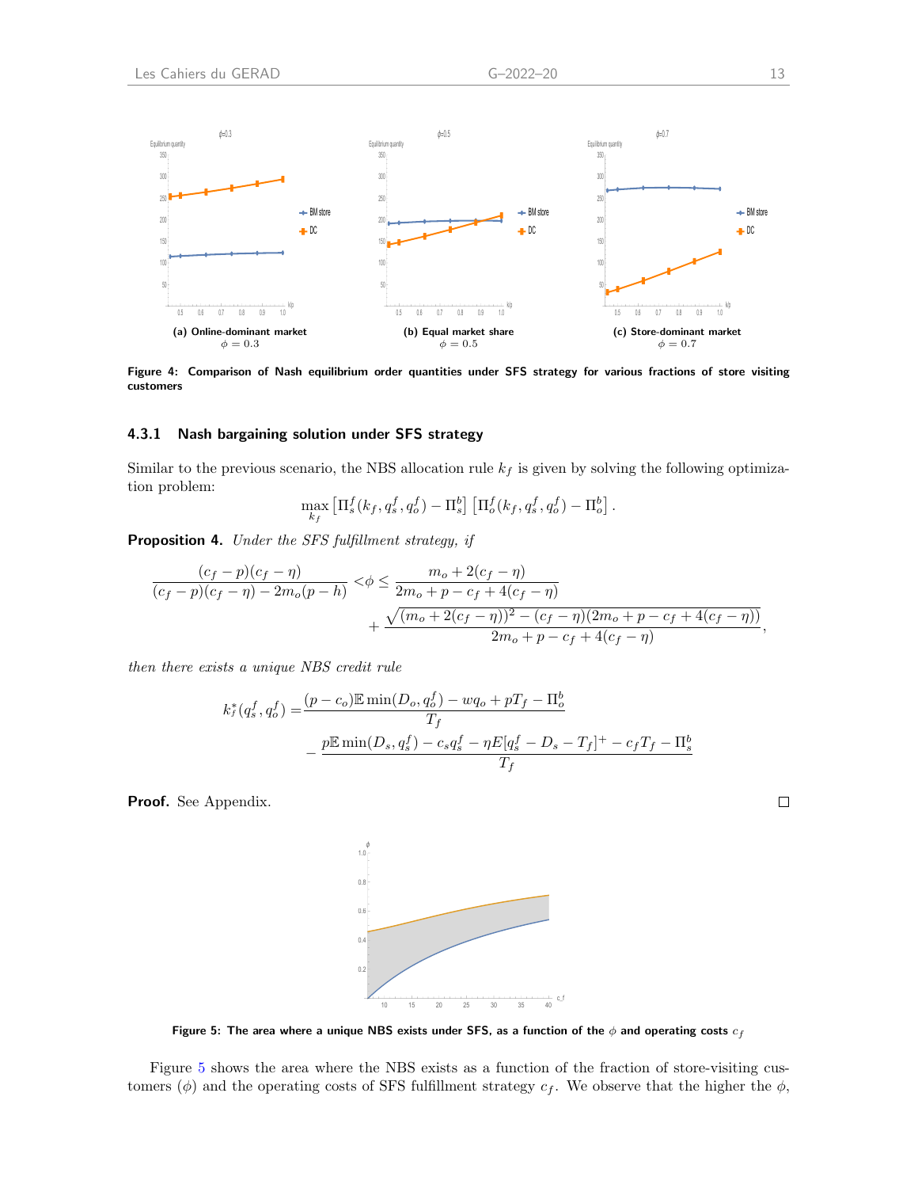(a) Online-dominant market $\phi = 0.3$

(b) Equal market share $\phi = 0.5$

(c) Store-dominant market $\phi = 0.7$

**Figure 4: Comparison of Nash equilibrium order quantities under SFS strategy for various fractions of store visiting customers**

### 4.3.1 Nash bargaining solution under SFS strategy

Similar to the previous scenario, the NBS allocation rule $k_f$ is given by solving the following optimization problem:

$$\max_{k_f} \left[\Pi_s^f(k_f, q_s^f, q_o^f) - \Pi_s^b\right] \left[\Pi_o^f(k_f, q_s^f, q_o^f) - \Pi_o^b\right].$$

**Proposition 4.** *Under the SFS fulfillment strategy, if*

$$\frac{(c_f - p)(c_f - \eta)}{(c_f - p)(c_f - \eta) - 2m_o(p - h)} < \phi \leq \frac{m_o + 2(c_f - \eta)}{2m_o + p - c_f + 4(c_f - \eta)} + \frac{\sqrt{(m_o + 2(c_f - \eta))^2 - (c_f - \eta)(2m_o + p - c_f + 4(c_f - \eta))}}{2m_o + p - c_f + 4(c_f - \eta)},$$

*then there exists a unique NBS credit rule*

$$k_f^*(q_s^f, q_o^f) = \frac{(p - c_o)\mathbb{E}\min(D_o, q_o^f) - wq_o + pT_f - \Pi_o^b}{T_f} - \frac{p\mathbb{E}\min(D_s, q_s^f) - c_s q_s^f - \eta E[q_s^f - D_s - T_f]^+ - c_f T_f - \Pi_s^b}{T_f}$$

**Proof.** See Appendix. □

**Figure 5: The area where a unique NBS exists under SFS, as a function of the $\phi$ and operating costs $c_f$**

Figure 5 shows the area where the NBS exists as a function of the fraction of store-visiting customers ($\phi$) and the operating costs of SFS fulfillment strategy $c_f$. We observe that the higher the $\phi$,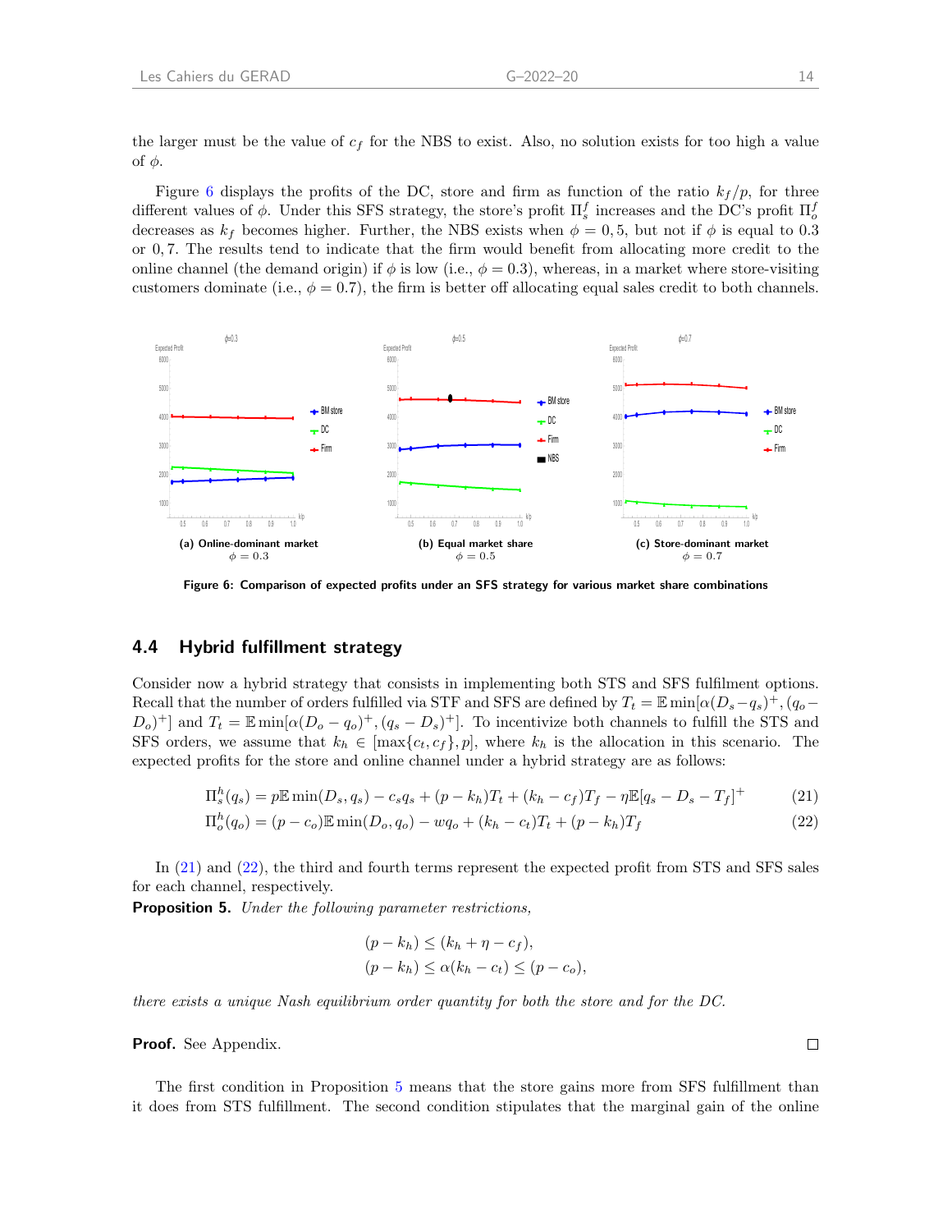the larger must be the value of $c_f$ for the NBS to exist. Also, no solution exists for too high a value of $\phi$.

Figure 6 displays the profits of the DC, store and firm as function of the ratio $k_f/p$, for three different values of $\phi$. Under this SFS strategy, the store's profit $\Pi_s^f$ increases and the DC's profit $\Pi_o^f$ decreases as $k_f$ becomes higher. Further, the NBS exists when $\phi = 0,5$, but not if $\phi$ is equal to 0.3 or 0, 7. The results tend to indicate that the firm would benefit from allocating more credit to the online channel (the demand origin) if $\phi$ is low (i.e., $\phi = 0.3$), whereas, in a market where store-visiting customers dominate (i.e., $\phi = 0.7$), the firm is better off allocating equal sales credit to both channels.

**(a) Online-dominant market** $\phi = 0.3$

**(b) Equal market share** $\phi = 0.5$

**(c) Store-dominant market** $\phi = 0.7$

**Figure 6: Comparison of expected profits under an SFS strategy for various market share combinations**

## 4.4 Hybrid fulfillment strategy

Consider now a hybrid strategy that consists in implementing both STS and SFS fulfilment options. Recall that the number of orders fulfilled via STF and SFS are defined by $T_t = \mathbb{E}\min[\alpha(D_s - q_s)^+, (q_o - D_o)^+]$ and $T_t = \mathbb{E}\min[\alpha(D_o - q_o)^+, (q_s - D_s)^+]$. To incentivize both channels to fulfill the STS and SFS orders, we assume that $k_h \in [\max\{c_t, c_f\}, p]$, where $k_h$ is the allocation in this scenario. The expected profits for the store and online channel under a hybrid strategy are as follows:

$$\Pi_s^h(q_s) = p\mathbb{E}\min(D_s, q_s) - c_s q_s + (p - k_h)T_t + (k_h - c_f)T_f - \eta\mathbb{E}[q_s - D_s - T_f]^+ \tag{21}$$

$$\Pi_o^h(q_o) = (p - c_o)\mathbb{E}\min(D_o, q_o) - wq_o + (k_h - c_t)T_t + (p - k_h)T_f \tag{22}$$

In (21) and (22), the third and fourth terms represent the expected profit from STS and SFS sales for each channel, respectively.

**Proposition 5.** *Under the following parameter restrictions,*

$$(p - k_h) \leq (k_h + \eta - c_f),$$
$$(p - k_h) \leq \alpha(k_h - c_t) \leq (p - c_o),$$

*there exists a unique Nash equilibrium order quantity for both the store and for the DC.*

**Proof.** See Appendix. □

The first condition in Proposition 5 means that the store gains more from SFS fulfillment than it does from STS fulfillment. The second condition stipulates that the marginal gain of the online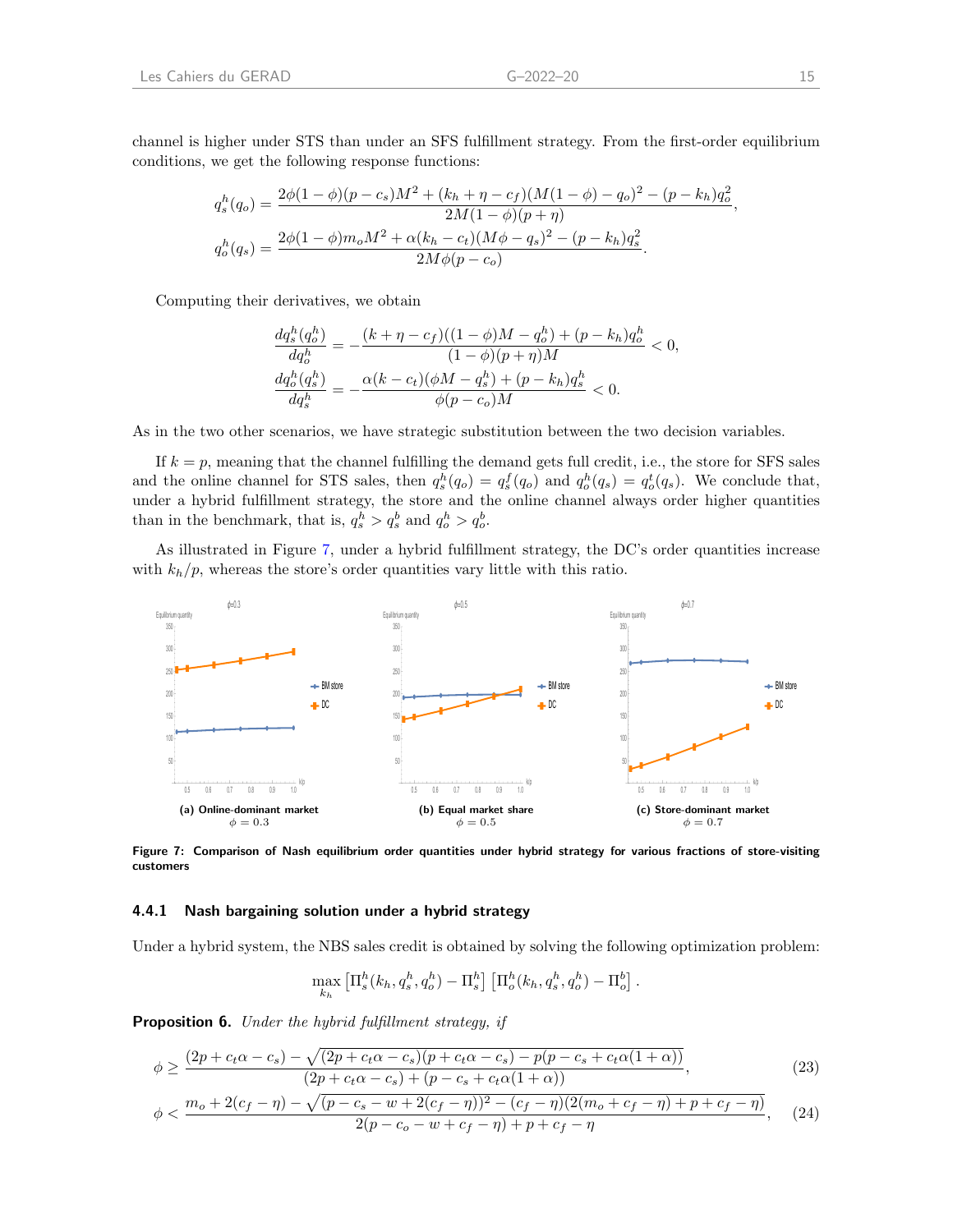channel is higher under STS than under an SFS fulfillment strategy. From the first-order equilibrium conditions, we get the following response functions:

$$
q_s^h(q_o) = \frac{2\phi(1-\phi)(p-c_s)M^2 + (k_h+\eta-c_f)(M(1-\phi)-q_o)^2 - (p-k_h)q_o^2}{2M(1-\phi)(p+\eta)},
$$
$$
q_o^h(q_s) = \frac{2\phi(1-\phi)m_oM^2 + \alpha(k_h-c_t)(M\phi-q_s)^2 - (p-k_h)q_s^2}{2M\phi(p-c_o)}.
$$

Computing their derivatives, we obtain

$$
\frac{dq_s^h(q_o^h)}{dq_o^h} = -\frac{(k+\eta-c_f)((1-\phi)M-q_o^h) + (p-k_h)q_o^h}{(1-\phi)(p+\eta)M} < 0,
$$
$$
\frac{dq_o^h(q_s^h)}{dq_s^h} = -\frac{\alpha(k-c_t)(\phi M-q_s^h) + (p-k_h)q_s^h}{\phi(p-c_o)M} < 0.
$$

As in the two other scenarios, we have strategic substitution between the two decision variables.

If $k=p$, meaning that the channel fulfilling the demand gets full credit, i.e., the store for SFS sales and the online channel for STS sales, then $q_s^h(q_o) = q_s^f(q_o)$ and $q_o^h(q_s) = q_o^t(q_s)$. We conclude that, under a hybrid fulfillment strategy, the store and the online channel always order higher quantities than in the benchmark, that is, $q_s^h > q_s^b$ and $q_o^h > q_o^b$.

As illustrated in Figure 7, under a hybrid fulfillment strategy, the DC's order quantities increase with $k_h/p$, whereas the store's order quantities vary little with this ratio.

(a) Online-dominant market $\phi = 0.3$ (b) Equal market share $\phi = 0.5$ (c) Store-dominant market $\phi = 0.7$

**Figure 7: Comparison of Nash equilibrium order quantities under hybrid strategy for various fractions of store-visiting customers**

### 4.4.1 Nash bargaining solution under a hybrid strategy

Under a hybrid system, the NBS sales credit is obtained by solving the following optimization problem:

$$
\max_{k_h} \left[\Pi_s^h(k_h, q_s^h, q_o^h) - \Pi_s^h\right]\left[\Pi_o^h(k_h, q_s^h, q_o^h) - \Pi_o^b\right].
$$

**Proposition 6.** *Under the hybrid fulfillment strategy, if*

$$
\phi \geq \frac{(2p+c_t\alpha-c_s) - \sqrt{(2p+c_t\alpha-c_s)(p+c_t\alpha-c_s) - p(p-c_s+c_t\alpha(1+\alpha))}}{(2p+c_t\alpha-c_s)+(p-c_s+c_t\alpha(1+\alpha))}, \tag{23}
$$

$$
\phi < \frac{m_o+2(c_f-\eta) - \sqrt{(p-c_s-w+2(c_f-\eta))^2 - (c_f-\eta)(2(m_o+c_f-\eta)+p+c_f-\eta)}}{2(p-c_o-w+c_f-\eta)+p+c_f-\eta}, \tag{24}
$$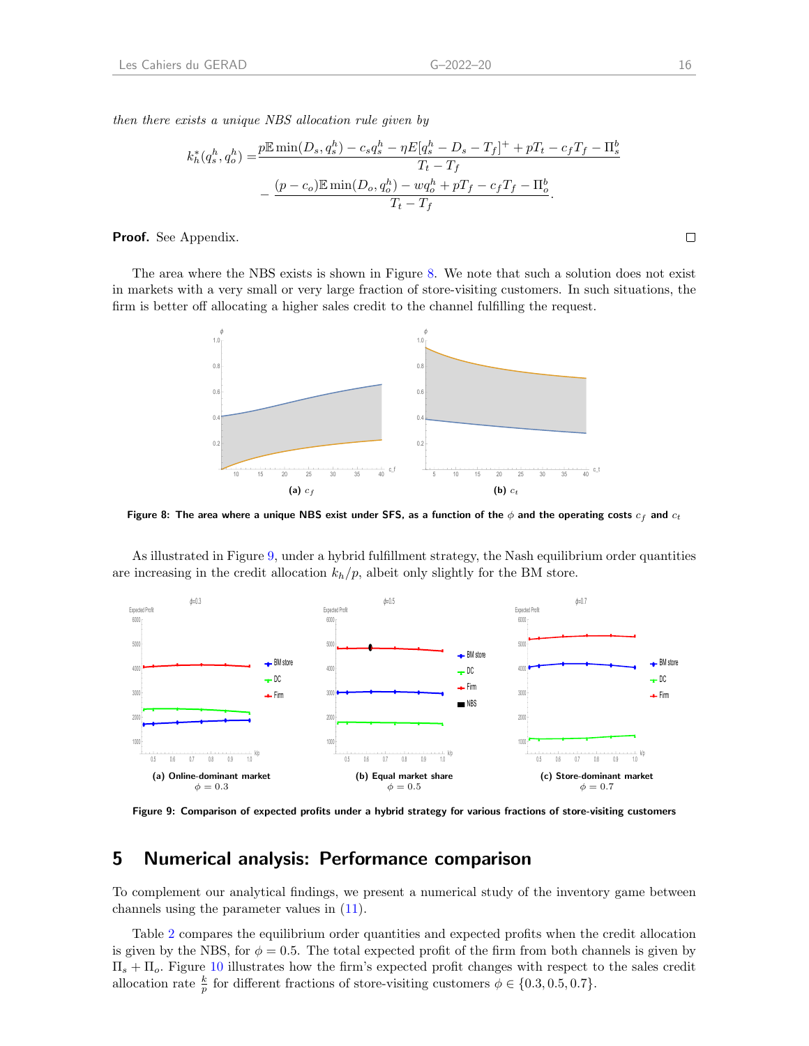*then there exists a unique NBS allocation rule given by*

$$k_h^*(q_s^h, q_o^h) = \frac{p\mathbb{E}\min(D_s, q_s^h) - c_s q_s^h - \eta E[q_s^h - D_s - T_f]^+ + pT_t - c_f T_f - \Pi_s^b}{T_t - T_f} - \frac{(p - c_o)\mathbb{E}\min(D_o, q_o^h) - wq_o^h + pT_f - c_f T_f - \Pi_o^b}{T_t - T_f}.$$

**Proof.** See Appendix. □

The area where the NBS exists is shown in Figure 8. We note that such a solution does not exist in markets with a very small or very large fraction of store-visiting customers. In such situations, the firm is better off allocating a higher sales credit to the channel fulfilling the request.

(a) $c_f$

(b) $c_t$

**Figure 8: The area where a unique NBS exist under SFS, as a function of the $\phi$ and the operating costs $c_f$ and $c_t$**

As illustrated in Figure 9, under a hybrid fulfillment strategy, the Nash equilibrium order quantities are increasing in the credit allocation $k_h/p$, albeit only slightly for the BM store.

**(a) Online-dominant market** $\phi = 0.3$

**(b) Equal market share** $\phi = 0.5$

**(c) Store-dominant market** $\phi = 0.7$

**Figure 9: Comparison of expected profits under a hybrid strategy for various fractions of store-visiting customers**

## 5 Numerical analysis: Performance comparison

To complement our analytical findings, we present a numerical study of the inventory game between channels using the parameter values in (11).

Table 2 compares the equilibrium order quantities and expected profits when the credit allocation is given by the NBS, for $\phi = 0.5$. The total expected profit of the firm from both channels is given by $\Pi_s + \Pi_o$. Figure 10 illustrates how the firm's expected profit changes with respect to the sales credit allocation rate $\frac{k}{p}$ for different fractions of store-visiting customers $\phi \in \{0.3, 0.5, 0.7\}$.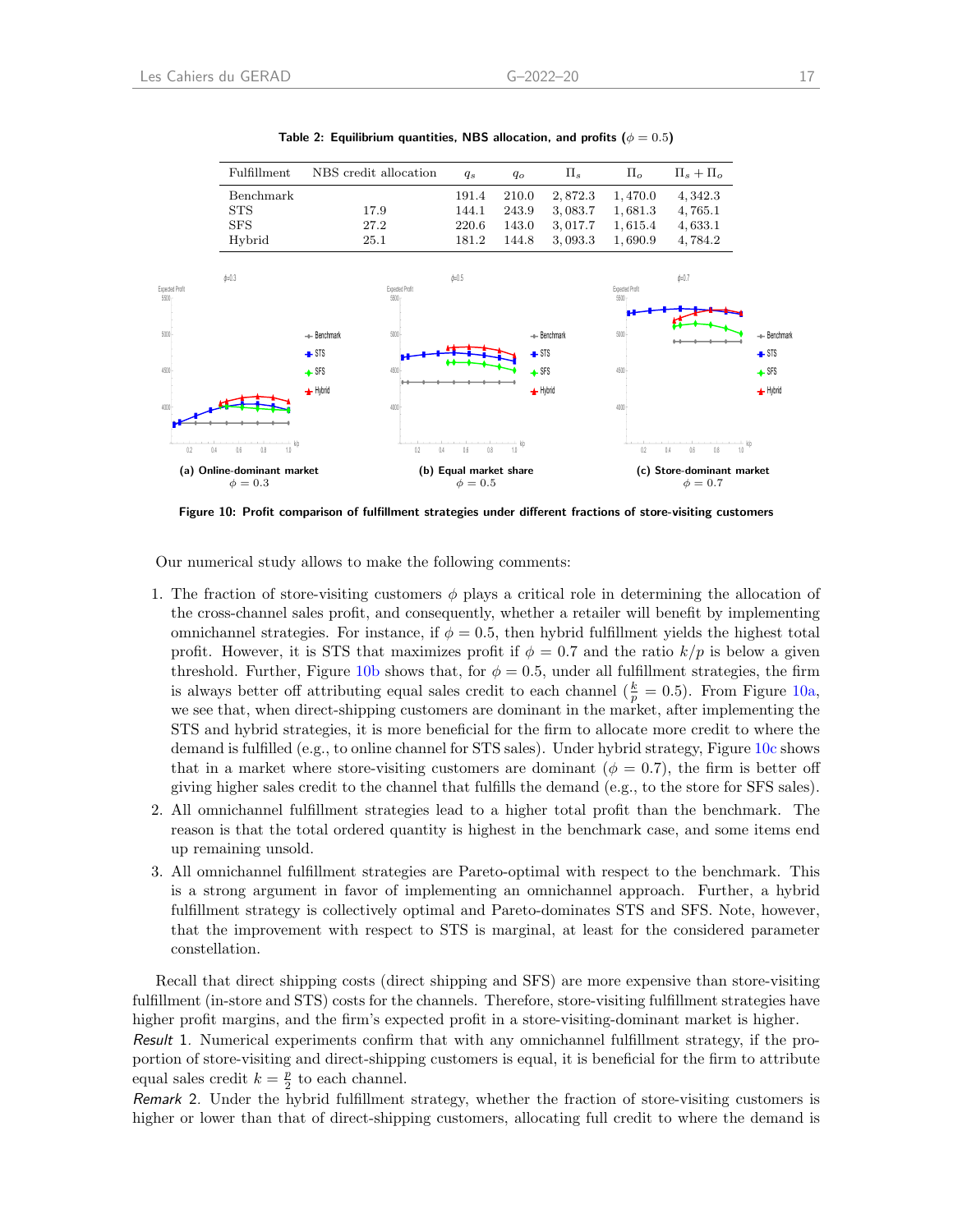**Table 2: Equilibrium quantities, NBS allocation, and profits ($\phi = 0.5$)**

| Fulfillment | NBS credit allocation | $q_s$ | $q_o$ | $\Pi_s$ | $\Pi_o$ | $\Pi_s + \Pi_o$ |
|---|---|---|---|---|---|---|
| Benchmark | | 191.4 | 210.0 | 2,872.3 | 1,470.0 | 4,342.3 |
| STS | 17.9 | 144.1 | 243.9 | 3,083.7 | 1,681.3 | 4,765.1 |
| SFS | 27.2 | 220.6 | 143.0 | 3,017.7 | 1,615.4 | 4,633.1 |
| Hybrid | 25.1 | 181.2 | 144.8 | 3,093.3 | 1,690.9 | 4,784.2 |

(a) Online-dominant market $\phi = 0.3$

(b) Equal market share $\phi = 0.5$

(c) Store-dominant market $\phi = 0.7$

**Figure 10: Profit comparison of fulfillment strategies under different fractions of store-visiting customers**

Our numerical study allows to make the following comments:

1. The fraction of store-visiting customers $\phi$ plays a critical role in determining the allocation of the cross-channel sales profit, and consequently, whether a retailer will benefit by implementing omnichannel strategies. For instance, if $\phi = 0.5$, then hybrid fulfillment yields the highest total profit. However, it is STS that maximizes profit if $\phi = 0.7$ and the ratio $k/p$ is below a given threshold. Further, Figure 10b shows that, for $\phi = 0.5$, under all fulfillment strategies, the firm is always better off attributing equal sales credit to each channel ($\frac{k}{p} = 0.5$). From Figure 10a, we see that, when direct-shipping customers are dominant in the market, after implementing the STS and hybrid strategies, it is more beneficial for the firm to allocate more credit to where the demand is fulfilled (e.g., to online channel for STS sales). Under hybrid strategy, Figure 10c shows that in a market where store-visiting customers are dominant ($\phi = 0.7$), the firm is better off giving higher sales credit to the channel that fulfills the demand (e.g., to the store for SFS sales).
2. All omnichannel fulfillment strategies lead to a higher total profit than the benchmark. The reason is that the total ordered quantity is highest in the benchmark case, and some items end up remaining unsold.
3. All omnichannel fulfillment strategies are Pareto-optimal with respect to the benchmark. This is a strong argument in favor of implementing an omnichannel approach. Further, a hybrid fulfillment strategy is collectively optimal and Pareto-dominates STS and SFS. Note, however, that the improvement with respect to STS is marginal, at least for the considered parameter constellation.

Recall that direct shipping costs (direct shipping and SFS) are more expensive than store-visiting fulfillment (in-store and STS) costs for the channels. Therefore, store-visiting fulfillment strategies have higher profit margins, and the firm's expected profit in a store-visiting-dominant market is higher.

*Result* 1. Numerical experiments confirm that with any omnichannel fulfillment strategy, if the proportion of store-visiting and direct-shipping customers is equal, it is beneficial for the firm to attribute equal sales credit $k = \frac{p}{2}$ to each channel.

*Remark* 2. Under the hybrid fulfillment strategy, whether the fraction of store-visiting customers is higher or lower than that of direct-shipping customers, allocating full credit to where the demand is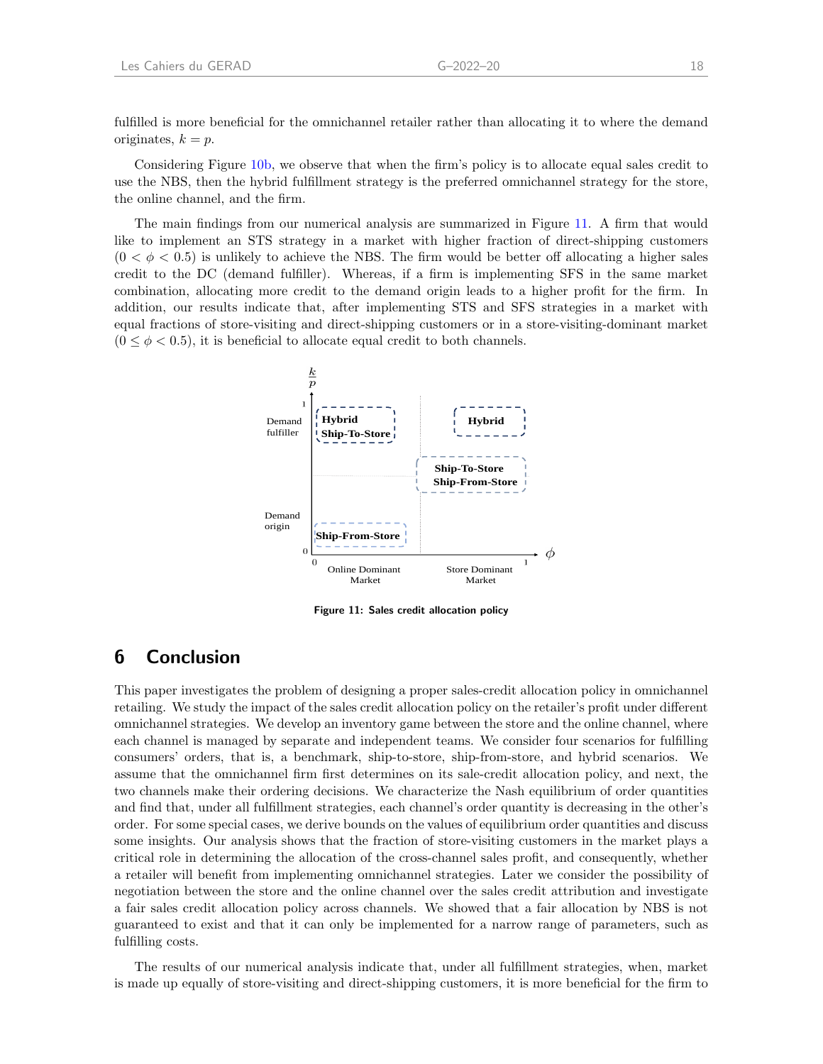fulfilled is more beneficial for the omnichannel retailer rather than allocating it to where the demand originates, $k = p$.

Considering Figure 10b, we observe that when the firm's policy is to allocate equal sales credit to use the NBS, then the hybrid fulfillment strategy is the preferred omnichannel strategy for the store, the online channel, and the firm.

The main findings from our numerical analysis are summarized in Figure 11. A firm that would like to implement an STS strategy in a market with higher fraction of direct-shipping customers ($0 < \phi < 0.5$) is unlikely to achieve the NBS. The firm would be better off allocating a higher sales credit to the DC (demand fulfiller). Whereas, if a firm is implementing SFS in the same market combination, allocating more credit to the demand origin leads to a higher profit for the firm. In addition, our results indicate that, after implementing STS and SFS strategies in a market with equal fractions of store-visiting and direct-shipping customers or in a store-visiting-dominant market ($0 \leq \phi < 0.5$), it is beneficial to allocate equal credit to both channels.

Figure 11: Sales credit allocation policy

# 6 Conclusion

This paper investigates the problem of designing a proper sales-credit allocation policy in omnichannel retailing. We study the impact of the sales credit allocation policy on the retailer's profit under different omnichannel strategies. We develop an inventory game between the store and the online channel, where each channel is managed by separate and independent teams. We consider four scenarios for fulfilling consumers' orders, that is, a benchmark, ship-to-store, ship-from-store, and hybrid scenarios. We assume that the omnichannel firm first determines on its sale-credit allocation policy, and next, the two channels make their ordering decisions. We characterize the Nash equilibrium of order quantities and find that, under all fulfillment strategies, each channel's order quantity is decreasing in the other's order. For some special cases, we derive bounds on the values of equilibrium order quantities and discuss some insights. Our analysis shows that the fraction of store-visiting customers in the market plays a critical role in determining the allocation of the cross-channel sales profit, and consequently, whether a retailer will benefit from implementing omnichannel strategies. Later we consider the possibility of negotiation between the store and the online channel over the sales credit attribution and investigate a fair sales credit allocation policy across channels. We showed that a fair allocation by NBS is not guaranteed to exist and that it can only be implemented for a narrow range of parameters, such as fulfilling costs.

The results of our numerical analysis indicate that, under all fulfillment strategies, when, market is made up equally of store-visiting and direct-shipping customers, it is more beneficial for the firm to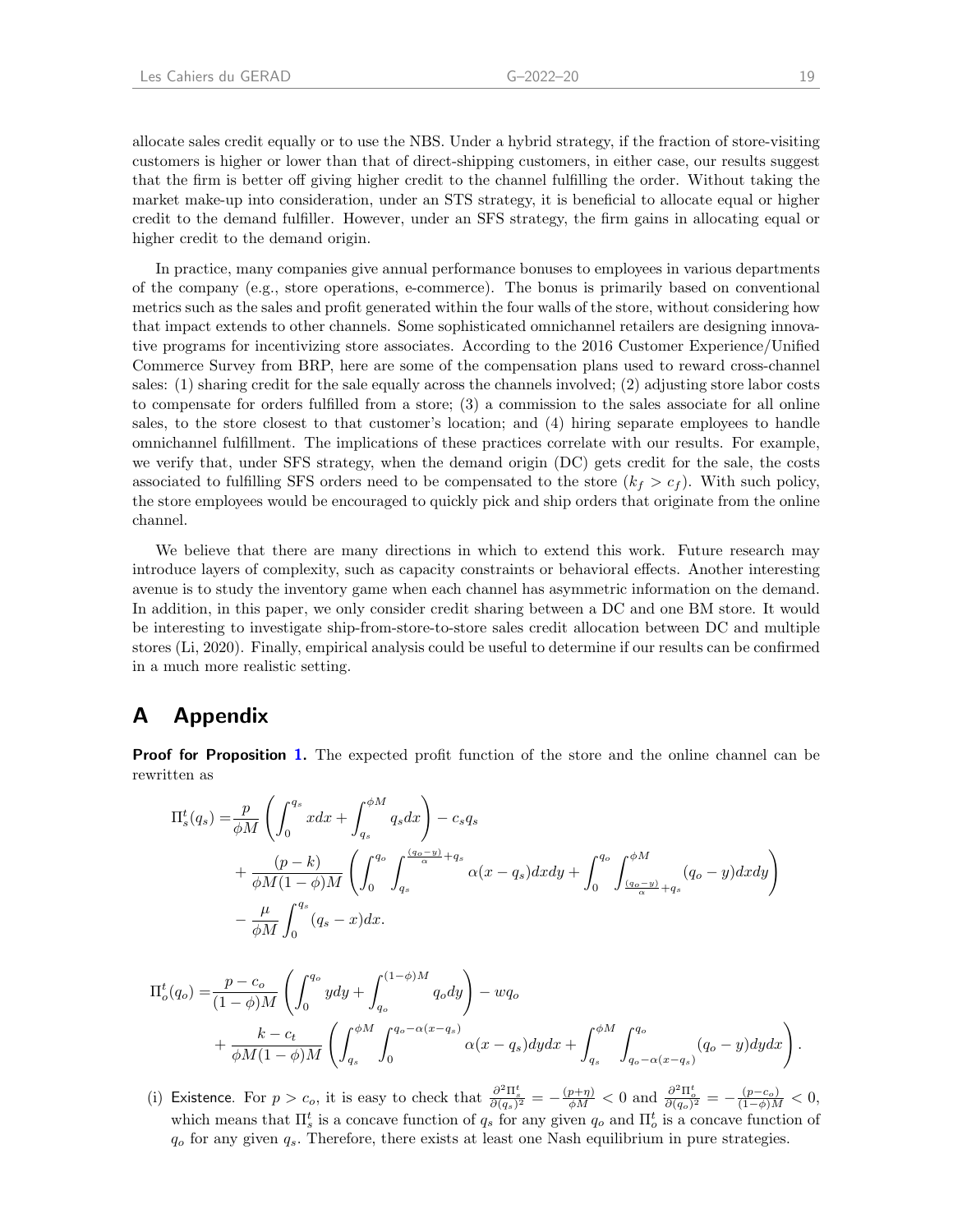allocate sales credit equally or to use the NBS. Under a hybrid strategy, if the fraction of store-visiting customers is higher or lower than that of direct-shipping customers, in either case, our results suggest that the firm is better off giving higher credit to the channel fulfilling the order. Without taking the market make-up into consideration, under an STS strategy, it is beneficial to allocate equal or higher credit to the demand fulfiller. However, under an SFS strategy, the firm gains in allocating equal or higher credit to the demand origin.

In practice, many companies give annual performance bonuses to employees in various departments of the company (e.g., store operations, e-commerce). The bonus is primarily based on conventional metrics such as the sales and profit generated within the four walls of the store, without considering how that impact extends to other channels. Some sophisticated omnichannel retailers are designing innovative programs for incentivizing store associates. According to the 2016 Customer Experience/Unified Commerce Survey from BRP, here are some of the compensation plans used to reward cross-channel sales: (1) sharing credit for the sale equally across the channels involved; (2) adjusting store labor costs to compensate for orders fulfilled from a store; (3) a commission to the sales associate for all online sales, to the store closest to that customer's location; and (4) hiring separate employees to handle omnichannel fulfillment. The implications of these practices correlate with our results. For example, we verify that, under SFS strategy, when the demand origin (DC) gets credit for the sale, the costs associated to fulfilling SFS orders need to be compensated to the store ($k_f > c_f$). With such policy, the store employees would be encouraged to quickly pick and ship orders that originate from the online channel.

We believe that there are many directions in which to extend this work. Future research may introduce layers of complexity, such as capacity constraints or behavioral effects. Another interesting avenue is to study the inventory game when each channel has asymmetric information on the demand. In addition, in this paper, we only consider credit sharing between a DC and one BM store. It would be interesting to investigate ship-from-store-to-store sales credit allocation between DC and multiple stores (Li, 2020). Finally, empirical analysis could be useful to determine if our results can be confirmed in a much more realistic setting.

# A Appendix

**Proof for Proposition 1.** The expected profit function of the store and the online channel can be rewritten as

$$
\begin{aligned}
\Pi_s^t(q_s) =& \frac{p}{\phi M}\left(\int_0^{q_s} x dx + \int_{q_s}^{\phi M} q_s dx\right) - c_s q_s \\
&+ \frac{(p-k)}{\phi M(1-\phi)M}\left(\int_0^{q_o}\int_{q_s}^{\frac{(q_o-y)}{\alpha}+q_s} \alpha(x-q_s)dxdy + \int_0^{q_o}\int_{\frac{(q_o-y)}{\alpha}+q_s}^{\phi M}(q_o-y)dxdy\right) \\
&- \frac{\mu}{\phi M}\int_0^{q_s}(q_s-x)dx.
\end{aligned}
$$

$$
\begin{aligned}
\Pi_o^t(q_o) =& \frac{p-c_o}{(1-\phi)M}\left(\int_0^{q_o} y dy + \int_{q_o}^{(1-\phi)M} q_o dy\right) - w q_o \\
&+ \frac{k-c_t}{\phi M(1-\phi)M}\left(\int_{q_s}^{\phi M}\int_0^{q_o-\alpha(x-q_s)} \alpha(x-q_s)dydx + \int_{q_s}^{\phi M}\int_{q_o-\alpha(x-q_s)}^{q_o}(q_o-y)dydx\right).
\end{aligned}
$$

(i) Existence. For $p > c_o$, it is easy to check that $\frac{\partial^2 \Pi_s^t}{\partial(q_s)^2} = -\frac{(p+\eta)}{\phi M} < 0$ and $\frac{\partial^2 \Pi_o^t}{\partial(q_o)^2} = -\frac{(p-c_o)}{(1-\phi)M} < 0$, which means that $\Pi_s^t$ is a concave function of $q_s$ for any given $q_o$ and $\Pi_o^t$ is a concave function of $q_o$ for any given $q_s$. Therefore, there exists at least one Nash equilibrium in pure strategies.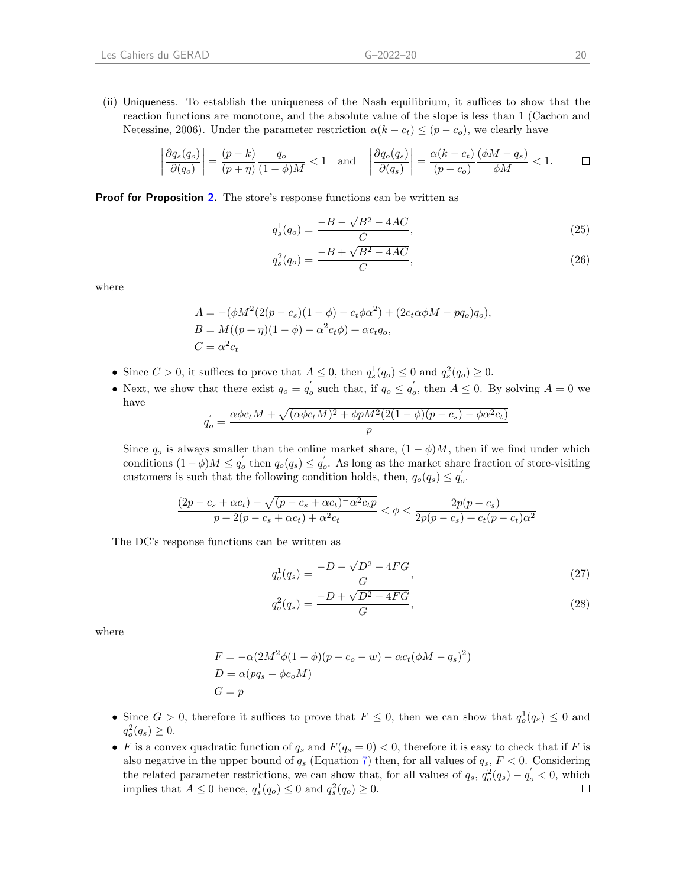(ii) Uniqueness. To establish the uniqueness of the Nash equilibrium, it suffices to show that the reaction functions are monotone, and the absolute value of the slope is less than 1 (Cachon and Netessine, 2006). Under the parameter restriction $\alpha(k - c_t) \leq (p - c_o)$, we clearly have

$$\left|\frac{\partial q_s(q_o)}{\partial(q_o)}\right| = \frac{(p-k)}{(p+\eta)}\frac{q_o}{(1-\phi)M} < 1 \quad \text{and} \quad \left|\frac{\partial q_o(q_s)}{\partial(q_s)}\right| = \frac{\alpha(k-c_t)}{(p-c_o)}\frac{(\phi M - q_s)}{\phi M} < 1. \qquad \square$$

**Proof for Proposition 2.** The store's response functions can be written as

$$q_s^1(q_o) = \frac{-B - \sqrt{B^2 - 4AC}}{C}, \tag{25}$$

$$q_s^2(q_o) = \frac{-B + \sqrt{B^2 - 4AC}}{C}, \tag{26}$$

where

$$A = -(\phi M^2(2(p-c_s)(1-\phi) - c_t\phi\alpha^2) + (2c_t\alpha\phi M - pq_o)q_o),$$
$$B = M((p+\eta)(1-\phi) - \alpha^2 c_t\phi) + \alpha c_t q_o,$$
$$C = \alpha^2 c_t$$

- Since $C > 0$, it suffices to prove that $A \leq 0$, then $q_s^1(q_o) \leq 0$ and $q_s^2(q_o) \geq 0$.
- Next, we show that there exist $q_o = q_o^{'}$ such that, if $q_o \leq q_o^{'}$, then $A \leq 0$. By solving $A = 0$ we have

$$q_o^{'} = \frac{\alpha\phi c_t M + \sqrt{(\alpha\phi c_t M)^2 + \phi p M^2(2(1-\phi)(p-c_s) - \phi\alpha^2 c_t)}}{p}$$

Since $q_o$ is always smaller than the online market share, $(1-\phi)M$, then if we find under which conditions $(1-\phi)M \leq q_o^{'}$ then $q_o(q_s) \leq q_o^{'}$. As long as the market share fraction of store-visiting customers is such that the following condition holds, then, $q_o(q_s) \leq q_o^{'}$.

$$\frac{(2p - c_s + \alpha c_t) - \sqrt{(p - c_s + \alpha c_t)^{-}\alpha^2 c_t p}}{p + 2(p - c_s + \alpha c_t) + \alpha^2 c_t} < \phi < \frac{2p(p-c_s)}{2p(p-c_s) + c_t(p-c_t)\alpha^2}$$

The DC's response functions can be written as

$$q_o^1(q_s) = \frac{-D - \sqrt{D^2 - 4FG}}{G}, \tag{27}$$

$$q_o^2(q_s) = \frac{-D + \sqrt{D^2 - 4FG}}{G}, \tag{28}$$

where

$$F = -\alpha(2M^2\phi(1-\phi)(p - c_o - w) - \alpha c_t(\phi M - q_s)^2)$$
$$D = \alpha(pq_s - \phi c_o M)$$
$$G = p$$

- Since $G > 0$, therefore it suffices to prove that $F \leq 0$, then we can show that $q_o^1(q_s) \leq 0$ and $q_o^2(q_s) \geq 0$.
- $F$ is a convex quadratic function of $q_s$ and $F(q_s = 0) < 0$, therefore it is easy to check that if $F$ is also negative in the upper bound of $q_s$ (Equation 7) then, for all values of $q_s$, $F < 0$. Considering the related parameter restrictions, we can show that, for all values of $q_s$, $q_o^2(q_s) - q_o^{'} < 0$, which implies that $A \leq 0$ hence, $q_s^1(q_o) \leq 0$ and $q_s^2(q_o) \geq 0$. $\square$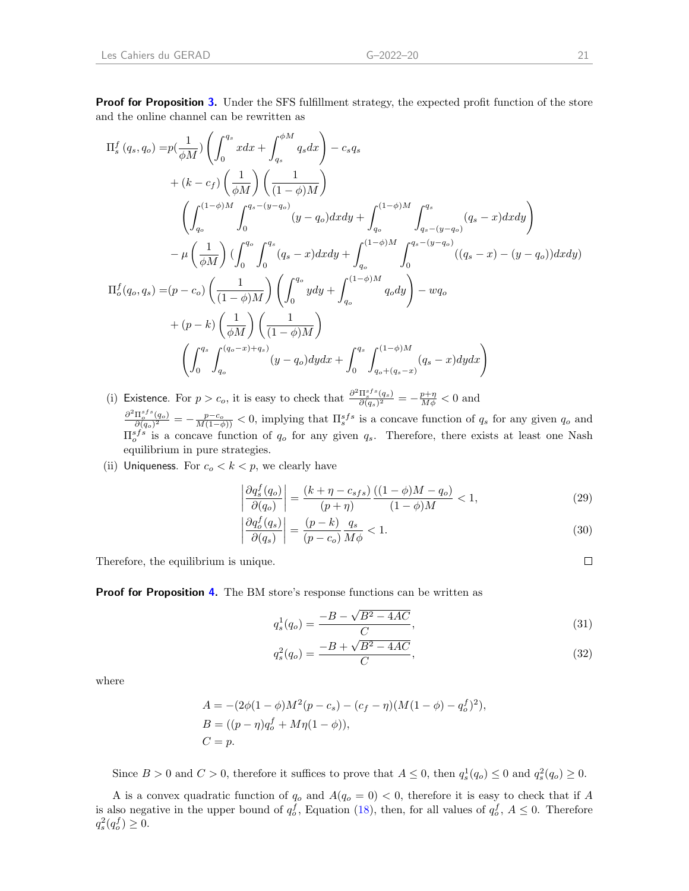**Proof for Proposition 3.** Under the SFS fulfillment strategy, the expected profit function of the store and the online channel can be rewritten as

$$
\begin{aligned}
\Pi_s^f(q_s, q_o) =& p(\frac{1}{\phi M}) \left( \int_0^{q_s} x dx + \int_{q_s}^{\phi M} q_s dx \right) - c_s q_s \\
&+ (k - c_f) \left( \frac{1}{\phi M} \right) \left( \frac{1}{(1-\phi)M} \right) \\
&\left( \int_{q_o}^{(1-\phi)M} \int_0^{q_s-(y-q_o)} (y - q_o) dx dy + \int_{q_o}^{(1-\phi)M} \int_{q_s-(y-q_o)}^{q_s} (q_s - x) dx dy \right) \\
&- \mu \left( \frac{1}{\phi M} \right) ( \int_0^{q_o} \int_0^{q_s} (q_s - x) dx dy + \int_{q_o}^{(1-\phi)M} \int_0^{q_s-(y-q_o)} ((q_s - x) - (y - q_o)) dx dy) \\
\Pi_o^f(q_o, q_s) =& (p - c_o) \left( \frac{1}{(1-\phi)M} \right) \left( \int_0^{q_o} y dy + \int_{q_o}^{(1-\phi)M} q_o dy \right) - w q_o \\
&+ (p - k) \left( \frac{1}{\phi M} \right) \left( \frac{1}{(1-\phi)M} \right) \\
&\left( \int_0^{q_s} \int_{q_o}^{(q_o-x)+q_s)} (y - q_o) dy dx + \int_0^{q_s} \int_{q_o+(q_s-x)}^{(1-\phi)M} (q_s - x) dy dx \right)
\end{aligned}
$$

(i) Existence. For $p > c_o$, it is easy to check that $\frac{\partial^2 \Pi_s^{sfs}(q_s)}{\partial (q_s)^2} = -\frac{p+\eta}{M\phi} < 0$ and $\frac{\partial^2 \Pi_o^{sfs}(q_o)}{\partial (q_o)^2} = -\frac{p-c_o}{M(1-\phi))} < 0$, implying that $\Pi_s^{sfs}$ is a concave function of $q_s$ for any given $q_o$ and $\Pi_o^{sfs}$ is a concave function of $q_o$ for any given $q_s$. Therefore, there exists at least one Nash equilibrium in pure strategies.

(ii) Uniqueness. For $c_o < k < p$, we clearly have

$$\left| \frac{\partial q_s^f(q_o)}{\partial (q_o)} \right| = \frac{(k + \eta - c_{sfs})}{(p + \eta)} \frac{((1-\phi)M - q_o)}{(1-\phi)M} < 1, \tag{29}$$

$$\left| \frac{\partial q_o^f(q_s)}{\partial (q_s)} \right| = \frac{(p - k)}{(p - c_o)} \frac{q_s}{M\phi} < 1. \tag{30}$$

Therefore, the equilibrium is unique. □

**Proof for Proposition 4.** The BM store's response functions can be written as

$$q_s^1(q_o) = \frac{-B - \sqrt{B^2 - 4AC}}{C}, \tag{31}$$

$$q_s^2(q_o) = \frac{-B + \sqrt{B^2 - 4AC}}{C}, \tag{32}$$

where

$$
\begin{aligned}
A &= -(2\phi(1-\phi)M^2(p - c_s) - (c_f - \eta)(M(1-\phi) - q_o^f)^2), \\
B &= ((p - \eta)q_o^f + M\eta(1-\phi)), \\
C &= p.
\end{aligned}
$$

Since $B > 0$ and $C > 0$, therefore it suffices to prove that $A \leq 0$, then $q_s^1(q_o) \leq 0$ and $q_s^2(q_o) \geq 0$.

A is a convex quadratic function of $q_o$ and $A(q_o = 0) < 0$, therefore it is easy to check that if $A$ is also negative in the upper bound of $q_o^f$, Equation (18), then, for all values of $q_o^f$, $A \leq 0$. Therefore $q_s^2(q_o^f) \geq 0$.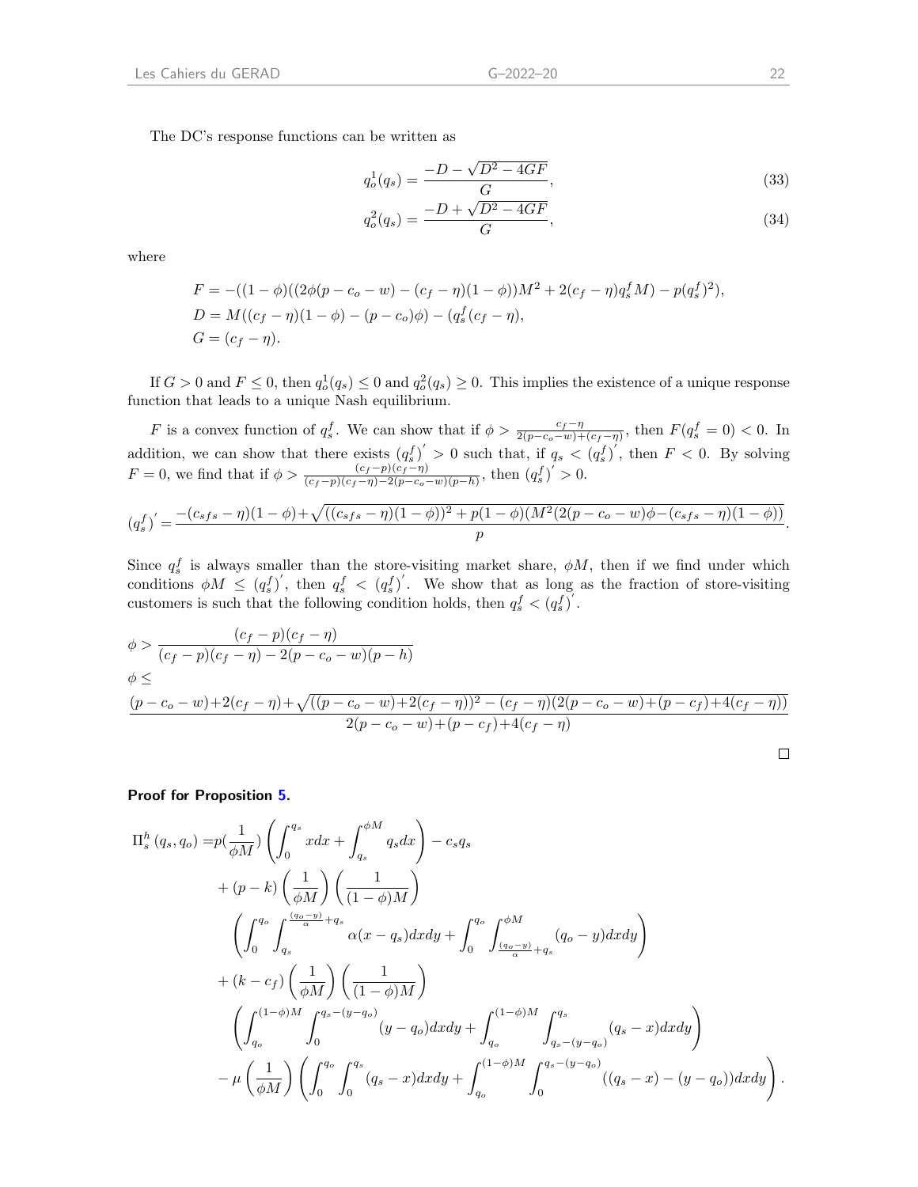The DC's response functions can be written as

$$q_o^1(q_s) = \frac{-D - \sqrt{D^2 - 4GF}}{G}, \tag{33}$$

$$q_o^2(q_s) = \frac{-D + \sqrt{D^2 - 4GF}}{G}, \tag{34}$$

where

$$F = -((1-\phi)((2\phi(p - c_o - w) - (c_f - \eta)(1-\phi))M^2 + 2(c_f - \eta)q_s^f M) - p(q_s^f)^2),$$
$$D = M((c_f - \eta)(1-\phi) - (p - c_o)\phi) - (q_s^f(c_f - \eta),$$
$$G = (c_f - \eta).$$

If $G > 0$ and $F \leq 0$, then $q_o^1(q_s) \leq 0$ and $q_o^2(q_s) \geq 0$. This implies the existence of a unique response function that leads to a unique Nash equilibrium.

$F$ is a convex function of $q_s^f$. We can show that if $\phi > \frac{c_f - \eta}{2(p - c_o - w) + (c_f - \eta)}$, then $F(q_s^f = 0) < 0$. In addition, we can show that there exists $(q_s^f)' > 0$ such that, if $q_s < (q_s^f)'$, then $F < 0$. By solving $F = 0$, we find that if $\phi > \frac{(c_f - p)(c_f - \eta)}{(c_f - p)(c_f - \eta) - 2(p - c_o - w)(p - h)}$, then $(q_s^f)' > 0$.

$$(q_s^f)' = \frac{-(c_{sfs} - \eta)(1-\phi) + \sqrt{((c_{sfs} - \eta)(1-\phi))^2 + p(1-\phi)(M^2(2(p - c_o - w)\phi - (c_{sfs} - \eta)(1-\phi))}}{p}.$$

Since $q_s^f$ is always smaller than the store-visiting market share, $\phi M$, then if we find under which conditions $\phi M \leq (q_s^f)'$, then $q_s^f < (q_s^f)'$. We show that as long as the fraction of store-visiting customers is such that the following condition holds, then $q_s^f < (q_s^f)'$.

$$\phi > \frac{(c_f - p)(c_f - \eta)}{(c_f - p)(c_f - \eta) - 2(p - c_o - w)(p - h)}$$

$$\phi \leq$$

$$\frac{(p - c_o - w) + 2(c_f - \eta) + \sqrt{((p - c_o - w) + 2(c_f - \eta))^2 - (c_f - \eta)(2(p - c_o - w) + (p - c_f) + 4(c_f - \eta))}}{2(p - c_o - w) + (p - c_f) + 4(c_f - \eta)}$$

□

**Proof for Proposition 5.**

$$\begin{aligned}
\Pi_s^h(q_s, q_o) =& p\left(\frac{1}{\phi M}\right)\left(\int_0^{q_s} x dx + \int_{q_s}^{\phi M} q_s dx\right) - c_s q_s \\
&+ (p - k)\left(\frac{1}{\phi M}\right)\left(\frac{1}{(1-\phi)M}\right) \\
&\left(\int_0^{q_o}\int_{q_s}^{\frac{(q_o - y)}{\alpha} + q_s} \alpha(x - q_s) dx dy + \int_0^{q_o}\int_{\frac{(q_o - y)}{\alpha} + q_s}^{\phi M} (q_o - y) dx dy\right) \\
&+ (k - c_f)\left(\frac{1}{\phi M}\right)\left(\frac{1}{(1-\phi)M}\right) \\
&\left(\int_{q_o}^{(1-\phi)M}\int_0^{q_s - (y - q_o)} (y - q_o) dx dy + \int_{q_o}^{(1-\phi)M}\int_{q_s - (y - q_o)}^{q_s} (q_s - x) dx dy\right) \\
&- \mu\left(\frac{1}{\phi M}\right)\left(\int_0^{q_o}\int_0^{q_s} (q_s - x) dx dy + \int_{q_o}^{(1-\phi)M}\int_0^{q_s - (y - q_o)} ((q_s - x) - (y - q_o)) dx dy\right).
\end{aligned}$$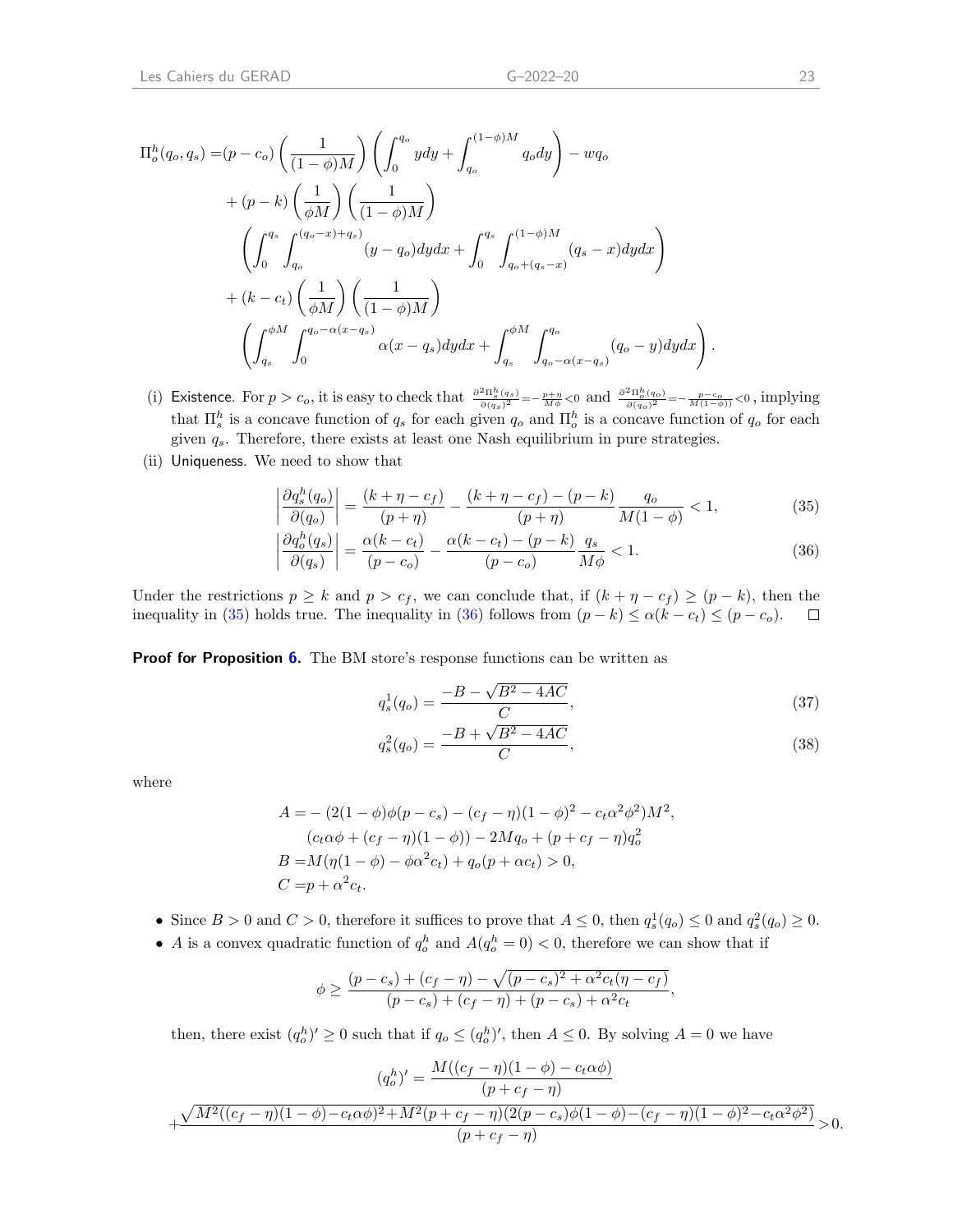$$
\begin{aligned}
\Pi_o^h(q_o,q_s) =& (p-c_o)\left(\frac{1}{(1-\phi)M}\right)\left(\int_0^{q_o} y dy + \int_{q_o}^{(1-\phi)M} q_o dy\right) - wq_o \\
&+ (p-k)\left(\frac{1}{\phi M}\right)\left(\frac{1}{(1-\phi)M}\right) \\
&\left(\int_0^{q_s}\int_{q_o}^{(q_o-x)+q_s}(y-q_o)dydx + \int_0^{q_s}\int_{q_o+(q_s-x)}^{(1-\phi)M}(q_s-x)dydx\right) \\
&+ (k-c_t)\left(\frac{1}{\phi M}\right)\left(\frac{1}{(1-\phi)M}\right) \\
&\left(\int_{q_s}^{\phi M}\int_0^{q_o-\alpha(x-q_s)}\alpha(x-q_s)dydx + \int_{q_s}^{\phi M}\int_{q_o-\alpha(x-q_s)}^{q_o}(q_o-y)dydx\right).
\end{aligned}
$$

(i) Existence. For $p > c_o$, it is easy to check that $\frac{\partial^2 \Pi_s^h(q_s)}{\partial (q_s)^2} = -\frac{p+\eta}{M\phi} < 0$ and $\frac{\partial^2 \Pi_o^h(q_o)}{\partial (q_o)^2} = -\frac{p-c_o}{M(1-\phi))} < 0$, implying that $\Pi_s^h$ is a concave function of $q_s$ for each given $q_o$ and $\Pi_o^h$ is a concave function of $q_o$ for each given $q_s$. Therefore, there exists at least one Nash equilibrium in pure strategies.

(ii) Uniqueness. We need to show that

$$
\left|\frac{\partial q_s^h(q_o)}{\partial (q_o)}\right| = \frac{(k+\eta-c_f)}{(p+\eta)} - \frac{(k+\eta-c_f)-(p-k)}{(p+\eta)}\frac{q_o}{M(1-\phi)} < 1, \tag{35}
$$

$$
\left|\frac{\partial q_o^h(q_s)}{\partial (q_s)}\right| = \frac{\alpha(k-c_t)}{(p-c_o)} - \frac{\alpha(k-c_t)-(p-k)}{(p-c_o)}\frac{q_s}{M\phi} < 1. \tag{36}
$$

Under the restrictions $p \geq k$ and $p > c_f$, we can conclude that, if $(k+\eta-c_f) \geq (p-k)$, then the inequality in (35) holds true. The inequality in (36) follows from $(p-k) \leq \alpha(k-c_t) \leq (p-c_o)$. □

**Proof for Proposition 6.** The BM store's response functions can be written as

$$
q_s^1(q_o) = \frac{-B-\sqrt{B^2-4AC}}{C}, \tag{37}
$$

$$
q_s^2(q_o) = \frac{-B+\sqrt{B^2-4AC}}{C}, \tag{38}
$$

where

$$
\begin{aligned}
A =& -(2(1-\phi)\phi(p-c_s) - (c_f-\eta)(1-\phi)^2 - c_t\alpha^2\phi^2)M^2, \\
&(c_t\alpha\phi + (c_f-\eta)(1-\phi)) - 2Mq_o + (p+c_f-\eta)q_o^2 \\
B =& M(\eta(1-\phi) - \phi\alpha^2 c_t) + q_o(p+\alpha c_t) > 0, \\
C =& p + \alpha^2 c_t.
\end{aligned}
$$

- Since $B > 0$ and $C > 0$, therefore it suffices to prove that $A \leq 0$, then $q_s^1(q_o) \leq 0$ and $q_s^2(q_o) \geq 0$.
- $A$ is a convex quadratic function of $q_o^h$ and $A(q_o^h = 0) < 0$, therefore we can show that if

$$
\phi \geq \frac{(p-c_s)+(c_f-\eta)-\sqrt{(p-c_s)^2+\alpha^2 c_t(\eta-c_f)}}{(p-c_s)+(c_f-\eta)+(p-c_s)+\alpha^2 c_t},
$$

then, there exist $(q_o^h)' \geq 0$ such that if $q_o \leq (q_o^h)'$, then $A \leq 0$. By solving $A = 0$ we have

$$
(q_o^h)' = \frac{M((c_f-\eta)(1-\phi)-c_t\alpha\phi)}{(p+c_f-\eta)}
$$

$$
+\frac{\sqrt{M^2((c_f-\eta)(1-\phi)-c_t\alpha\phi)^2+M^2(p+c_f-\eta)(2(p-c_s)\phi(1-\phi)-(c_f-\eta)(1-\phi)^2-c_t\alpha^2\phi^2)}}{(p+c_f-\eta)} > 0.
$$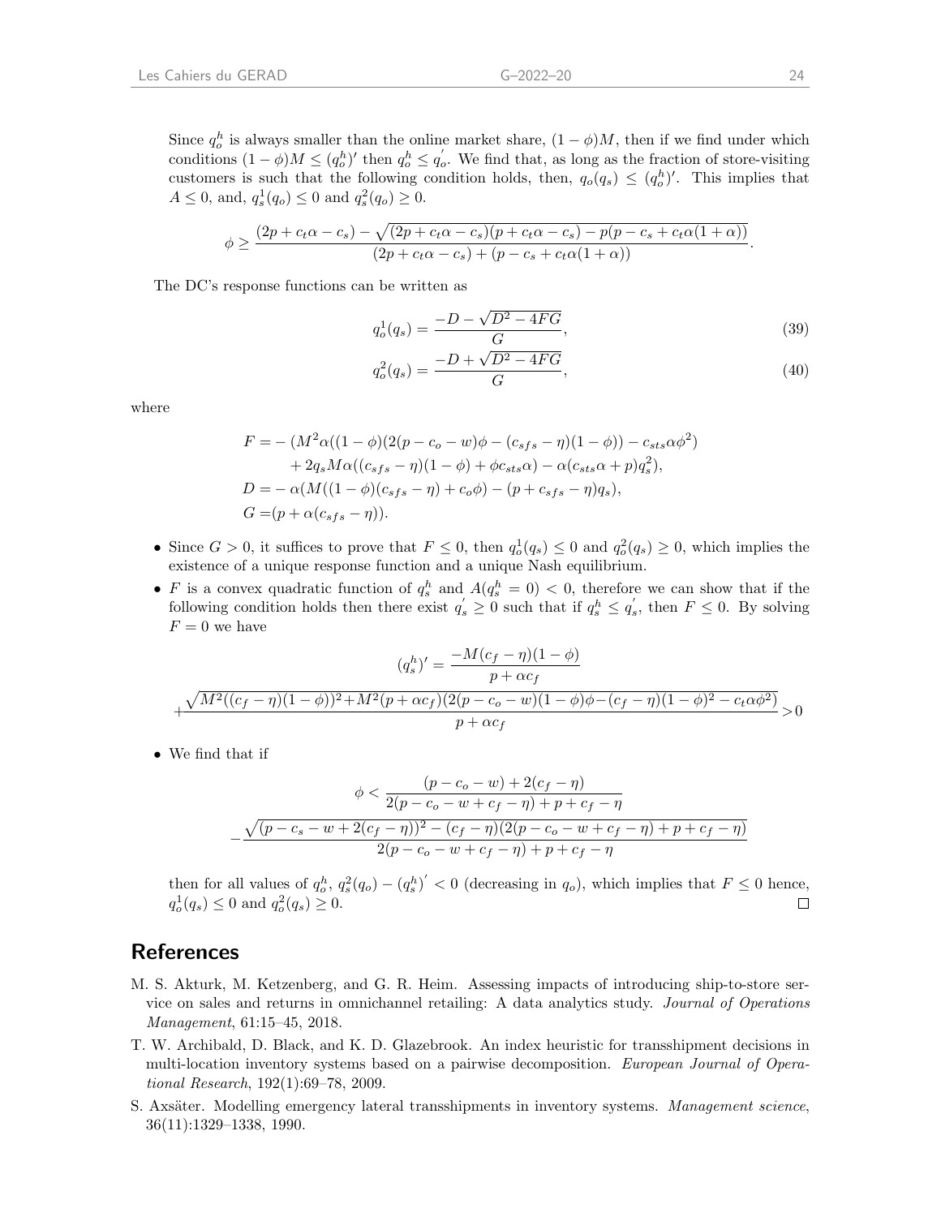Since $q_o^h$ is always smaller than the online market share, $(1-\phi)M$, then if we find under which conditions $(1-\phi)M \leq (q_o^h)'$ then $q_o^h \leq q_o^{'}$. We find that, as long as the fraction of store-visiting customers is such that the following condition holds, then, $q_o(q_s) \leq (q_o^h)'$. This implies that $A \leq 0$, and, $q_s^1(q_o) \leq 0$ and $q_s^2(q_o) \geq 0$.

$$
\phi \geq \frac{(2p + c_t\alpha - c_s) - \sqrt{(2p + c_t\alpha - c_s)(p + c_t\alpha - c_s) - p(p - c_s + c_t\alpha(1+\alpha))}}{(2p + c_t\alpha - c_s) + (p - c_s + c_t\alpha(1+\alpha))}.
$$

The DC's response functions can be written as

$$
q_o^1(q_s) = \frac{-D - \sqrt{D^2 - 4FG}}{G}, \tag{39}
$$

$$
q_o^2(q_s) = \frac{-D + \sqrt{D^2 - 4FG}}{G}, \tag{40}
$$

where

$$
\begin{aligned}
F =& -(M^2\alpha((1-\phi)(2(p - c_o - w)\phi - (c_{sfs} - \eta)(1-\phi)) - c_{sts}\alpha\phi^2) \\
&+ 2q_s M\alpha((c_{sfs} - \eta)(1-\phi) + \phi c_{sts}\alpha) - \alpha(c_{sts}\alpha + p)q_s^2), \\
D =& -\alpha(M((1-\phi)(c_{sfs} - \eta) + c_o\phi) - (p + c_{sfs} - \eta)q_s), \\
G =& (p + \alpha(c_{sfs} - \eta)).
\end{aligned}
$$

- Since $G > 0$, it suffices to prove that $F \leq 0$, then $q_o^1(q_s) \leq 0$ and $q_o^2(q_s) \geq 0$, which implies the existence of a unique response function and a unique Nash equilibrium.
- $F$ is a convex quadratic function of $q_s^h$ and $A(q_s^h = 0) < 0$, therefore we can show that if the following condition holds then there exist $q_s^{'} \geq 0$ such that if $q_s^h \leq q_s^{'}$, then $F \leq 0$. By solving $F = 0$ we have

$$
(q_s^h)' = \frac{-M(c_f - \eta)(1-\phi)}{p + \alpha c_f}
$$

$$
+ \frac{\sqrt{M^2((c_f - \eta)(1-\phi))^2 + M^2(p + \alpha c_f)(2(p - c_o - w)(1-\phi)\phi - (c_f - \eta)(1-\phi)^2 - c_t\alpha\phi^2)}}{p + \alpha c_f} > 0
$$

- We find that if

$$
\phi < \frac{(p - c_o - w) + 2(c_f - \eta)}{2(p - c_o - w + c_f - \eta) + p + c_f - \eta}
$$

$$
- \frac{\sqrt{(p - c_s - w + 2(c_f - \eta))^2 - (c_f - \eta)(2(p - c_o - w + c_f - \eta) + p + c_f - \eta)}}{2(p - c_o - w + c_f - \eta) + p + c_f - \eta}
$$

then for all values of $q_o^h$, $q_s^2(q_o) - (q_s^h)^{'} < 0$ (decreasing in $q_o$), which implies that $F \leq 0$ hence, $q_o^1(q_s) \leq 0$ and $q_o^2(q_s) \geq 0$. □

# References

M. S. Akturk, M. Ketzenberg, and G. R. Heim. Assessing impacts of introducing ship-to-store service on sales and returns in omnichannel retailing: A data analytics study. *Journal of Operations Management*, 61:15–45, 2018.

T. W. Archibald, D. Black, and K. D. Glazebrook. An index heuristic for transshipment decisions in multi-location inventory systems based on a pairwise decomposition. *European Journal of Operational Research*, 192(1):69–78, 2009.

S. Axsäter. Modelling emergency lateral transshipments in inventory systems. *Management science*, 36(11):1329–1338, 1990.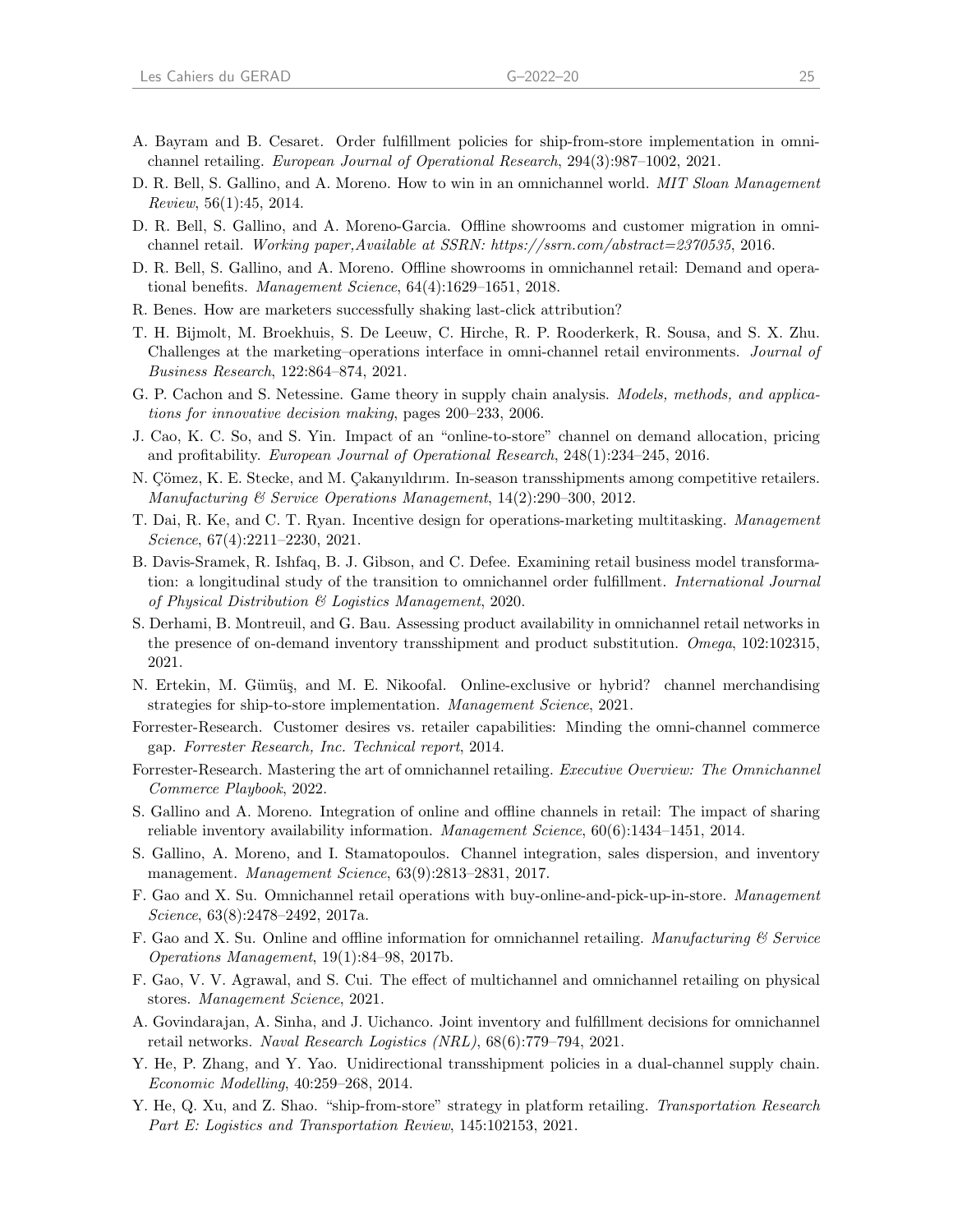A. Bayram and B. Cesaret. Order fulfillment policies for ship-from-store implementation in omni-channel retailing. *European Journal of Operational Research*, 294(3):987–1002, 2021.

D. R. Bell, S. Gallino, and A. Moreno. How to win in an omnichannel world. *MIT Sloan Management Review*, 56(1):45, 2014.

D. R. Bell, S. Gallino, and A. Moreno-Garcia. Offline showrooms and customer migration in omni-channel retail. *Working paper,Available at SSRN: https://ssrn.com/abstract=2370535*, 2016.

D. R. Bell, S. Gallino, and A. Moreno. Offline showrooms in omnichannel retail: Demand and operational benefits. *Management Science*, 64(4):1629–1651, 2018.

R. Benes. How are marketers successfully shaking last-click attribution?

T. H. Bijmolt, M. Broekhuis, S. De Leeuw, C. Hirche, R. P. Rooderkerk, R. Sousa, and S. X. Zhu. Challenges at the marketing–operations interface in omni-channel retail environments. *Journal of Business Research*, 122:864–874, 2021.

G. P. Cachon and S. Netessine. Game theory in supply chain analysis. *Models, methods, and applications for innovative decision making*, pages 200–233, 2006.

J. Cao, K. C. So, and S. Yin. Impact of an "online-to-store" channel on demand allocation, pricing and profitability. *European Journal of Operational Research*, 248(1):234–245, 2016.

N. Çömez, K. E. Stecke, and M. Çakanyıldırım. In-season transshipments among competitive retailers. *Manufacturing & Service Operations Management*, 14(2):290–300, 2012.

T. Dai, R. Ke, and C. T. Ryan. Incentive design for operations-marketing multitasking. *Management Science*, 67(4):2211–2230, 2021.

B. Davis-Sramek, R. Ishfaq, B. J. Gibson, and C. Defee. Examining retail business model transformation: a longitudinal study of the transition to omnichannel order fulfillment. *International Journal of Physical Distribution & Logistics Management*, 2020.

S. Derhami, B. Montreuil, and G. Bau. Assessing product availability in omnichannel retail networks in the presence of on-demand inventory transshipment and product substitution. *Omega*, 102:102315, 2021.

N. Ertekin, M. Gümüş, and M. E. Nikoofal. Online-exclusive or hybrid? channel merchandising strategies for ship-to-store implementation. *Management Science*, 2021.

Forrester-Research. Customer desires vs. retailer capabilities: Minding the omni-channel commerce gap. *Forrester Research, Inc. Technical report*, 2014.

Forrester-Research. Mastering the art of omnichannel retailing. *Executive Overview: The Omnichannel Commerce Playbook*, 2022.

S. Gallino and A. Moreno. Integration of online and offline channels in retail: The impact of sharing reliable inventory availability information. *Management Science*, 60(6):1434–1451, 2014.

S. Gallino, A. Moreno, and I. Stamatopoulos. Channel integration, sales dispersion, and inventory management. *Management Science*, 63(9):2813–2831, 2017.

F. Gao and X. Su. Omnichannel retail operations with buy-online-and-pick-up-in-store. *Management Science*, 63(8):2478–2492, 2017a.

F. Gao and X. Su. Online and offline information for omnichannel retailing. *Manufacturing & Service Operations Management*, 19(1):84–98, 2017b.

F. Gao, V. V. Agrawal, and S. Cui. The effect of multichannel and omnichannel retailing on physical stores. *Management Science*, 2021.

A. Govindarajan, A. Sinha, and J. Uichanco. Joint inventory and fulfillment decisions for omnichannel retail networks. *Naval Research Logistics (NRL)*, 68(6):779–794, 2021.

Y. He, P. Zhang, and Y. Yao. Unidirectional transshipment policies in a dual-channel supply chain. *Economic Modelling*, 40:259–268, 2014.

Y. He, Q. Xu, and Z. Shao. "ship-from-store" strategy in platform retailing. *Transportation Research Part E: Logistics and Transportation Review*, 145:102153, 2021.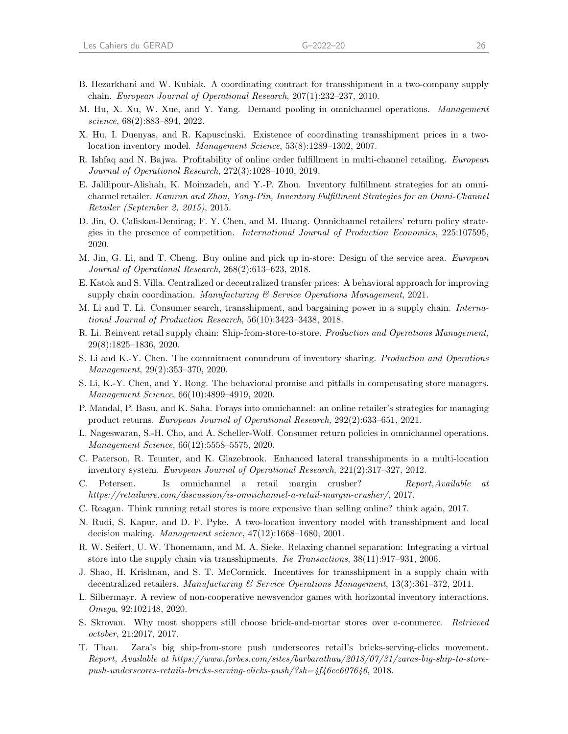B. Hezarkhani and W. Kubiak. A coordinating contract for transshipment in a two-company supply chain. *European Journal of Operational Research*, 207(1):232–237, 2010.

M. Hu, X. Xu, W. Xue, and Y. Yang. Demand pooling in omnichannel operations. *Management science*, 68(2):883–894, 2022.

X. Hu, I. Duenyas, and R. Kapuscinski. Existence of coordinating transshipment prices in a two-location inventory model. *Management Science*, 53(8):1289–1302, 2007.

R. Ishfaq and N. Bajwa. Profitability of online order fulfillment in multi-channel retailing. *European Journal of Operational Research*, 272(3):1028–1040, 2019.

E. Jalilipour-Alishah, K. Moinzadeh, and Y.-P. Zhou. Inventory fulfillment strategies for an omni-channel retailer. *Kamran and Zhou, Yong-Pin, Inventory Fulfillment Strategies for an Omni-Channel Retailer (September 2, 2015)*, 2015.

D. Jin, O. Caliskan-Demirag, F. Y. Chen, and M. Huang. Omnichannel retailers' return policy strategies in the presence of competition. *International Journal of Production Economics*, 225:107595, 2020.

M. Jin, G. Li, and T. Cheng. Buy online and pick up in-store: Design of the service area. *European Journal of Operational Research*, 268(2):613–623, 2018.

E. Katok and S. Villa. Centralized or decentralized transfer prices: A behavioral approach for improving supply chain coordination. *Manufacturing & Service Operations Management*, 2021.

M. Li and T. Li. Consumer search, transshipment, and bargaining power in a supply chain. *International Journal of Production Research*, 56(10):3423–3438, 2018.

R. Li. Reinvent retail supply chain: Ship-from-store-to-store. *Production and Operations Management*, 29(8):1825–1836, 2020.

S. Li and K.-Y. Chen. The commitment conundrum of inventory sharing. *Production and Operations Management*, 29(2):353–370, 2020.

S. Li, K.-Y. Chen, and Y. Rong. The behavioral promise and pitfalls in compensating store managers. *Management Science*, 66(10):4899–4919, 2020.

P. Mandal, P. Basu, and K. Saha. Forays into omnichannel: an online retailer's strategies for managing product returns. *European Journal of Operational Research*, 292(2):633–651, 2021.

L. Nageswaran, S.-H. Cho, and A. Scheller-Wolf. Consumer return policies in omnichannel operations. *Management Science*, 66(12):5558–5575, 2020.

C. Paterson, R. Teunter, and K. Glazebrook. Enhanced lateral transshipments in a multi-location inventory system. *European Journal of Operational Research*, 221(2):317–327, 2012.

C. Petersen. Is omnichannel a retail margin crusher? *Report,Available at https://retailwire.com/discussion/is-omnichannel-a-retail-margin-crusher/*, 2017.

C. Reagan. Think running retail stores is more expensive than selling online? think again, 2017.

N. Rudi, S. Kapur, and D. F. Pyke. A two-location inventory model with transshipment and local decision making. *Management science*, 47(12):1668–1680, 2001.

R. W. Seifert, U. W. Thonemann, and M. A. Sieke. Relaxing channel separation: Integrating a virtual store into the supply chain via transshipments. *Iie Transactions*, 38(11):917–931, 2006.

J. Shao, H. Krishnan, and S. T. McCormick. Incentives for transshipment in a supply chain with decentralized retailers. *Manufacturing & Service Operations Management*, 13(3):361–372, 2011.

L. Silbermayr. A review of non-cooperative newsvendor games with horizontal inventory interactions. *Omega*, 92:102148, 2020.

S. Skrovan. Why most shoppers still choose brick-and-mortar stores over e-commerce. *Retrieved october*, 21:2017, 2017.

T. Thau. Zara's big ship-from-store push underscores retail's bricks-serving-clicks movement. *Report, Available at https://www.forbes.com/sites/barbarathau/2018/07/31/zaras-big-ship-to-store-push-underscores-retails-bricks-serving-clicks-push/?sh=4f46cc607646*, 2018.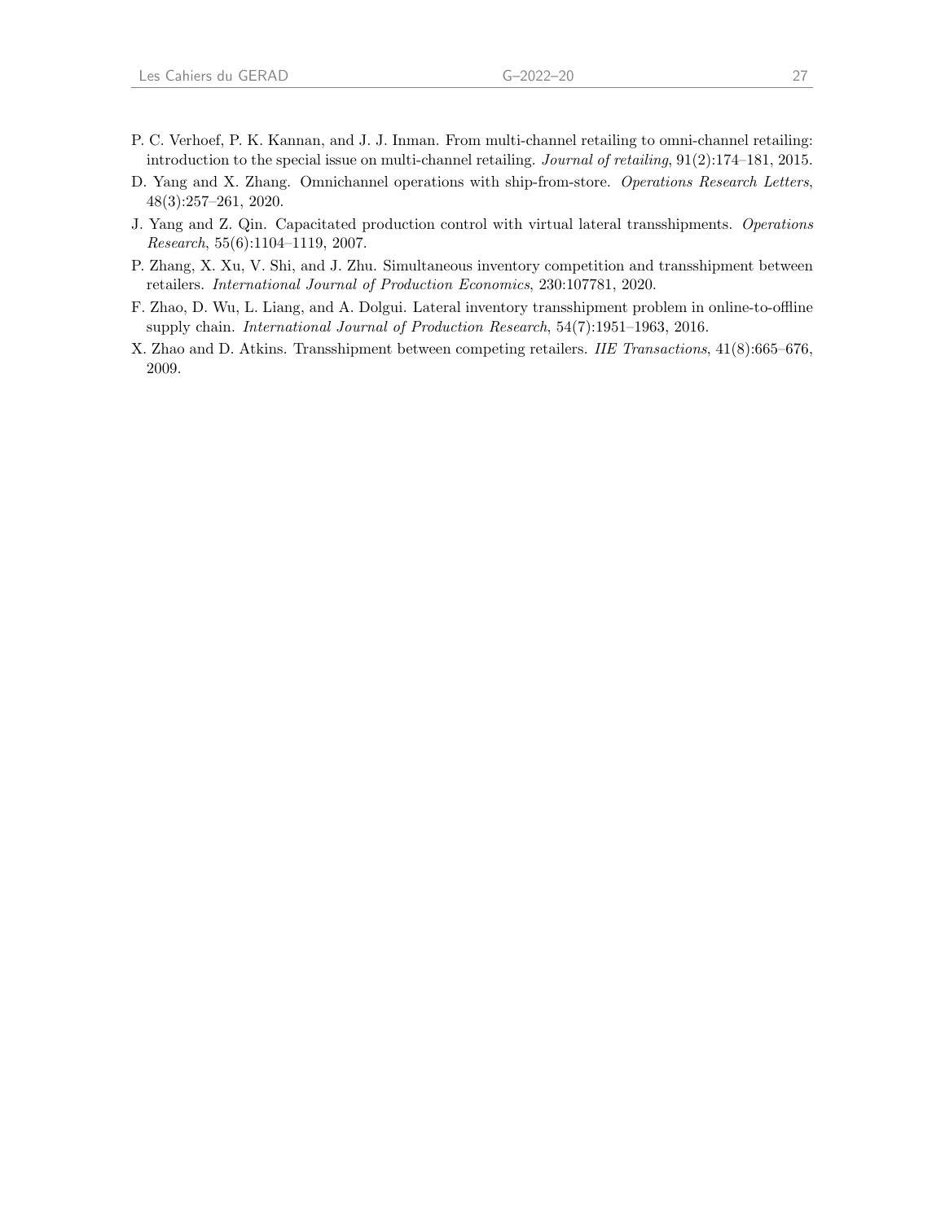P. C. Verhoef, P. K. Kannan, and J. J. Inman. From multi-channel retailing to omni-channel retailing: introduction to the special issue on multi-channel retailing. *Journal of retailing*, 91(2):174–181, 2015.

D. Yang and X. Zhang. Omnichannel operations with ship-from-store. *Operations Research Letters*, 48(3):257–261, 2020.

J. Yang and Z. Qin. Capacitated production control with virtual lateral transshipments. *Operations Research*, 55(6):1104–1119, 2007.

P. Zhang, X. Xu, V. Shi, and J. Zhu. Simultaneous inventory competition and transshipment between retailers. *International Journal of Production Economics*, 230:107781, 2020.

F. Zhao, D. Wu, L. Liang, and A. Dolgui. Lateral inventory transshipment problem in online-to-offline supply chain. *International Journal of Production Research*, 54(7):1951–1963, 2016.

X. Zhao and D. Atkins. Transshipment between competing retailers. *IIE Transactions*, 41(8):665–676, 2009.